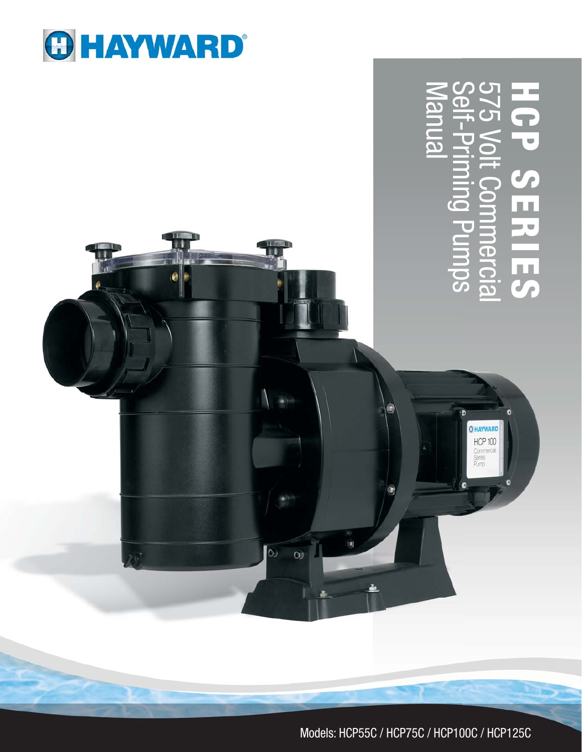# HAYWARD

# HCP SERIES

## 575 Volt Commercial Self-Priming Pumps Manual

Models: HCP55C / HCP75C / HCP100C / HCP125C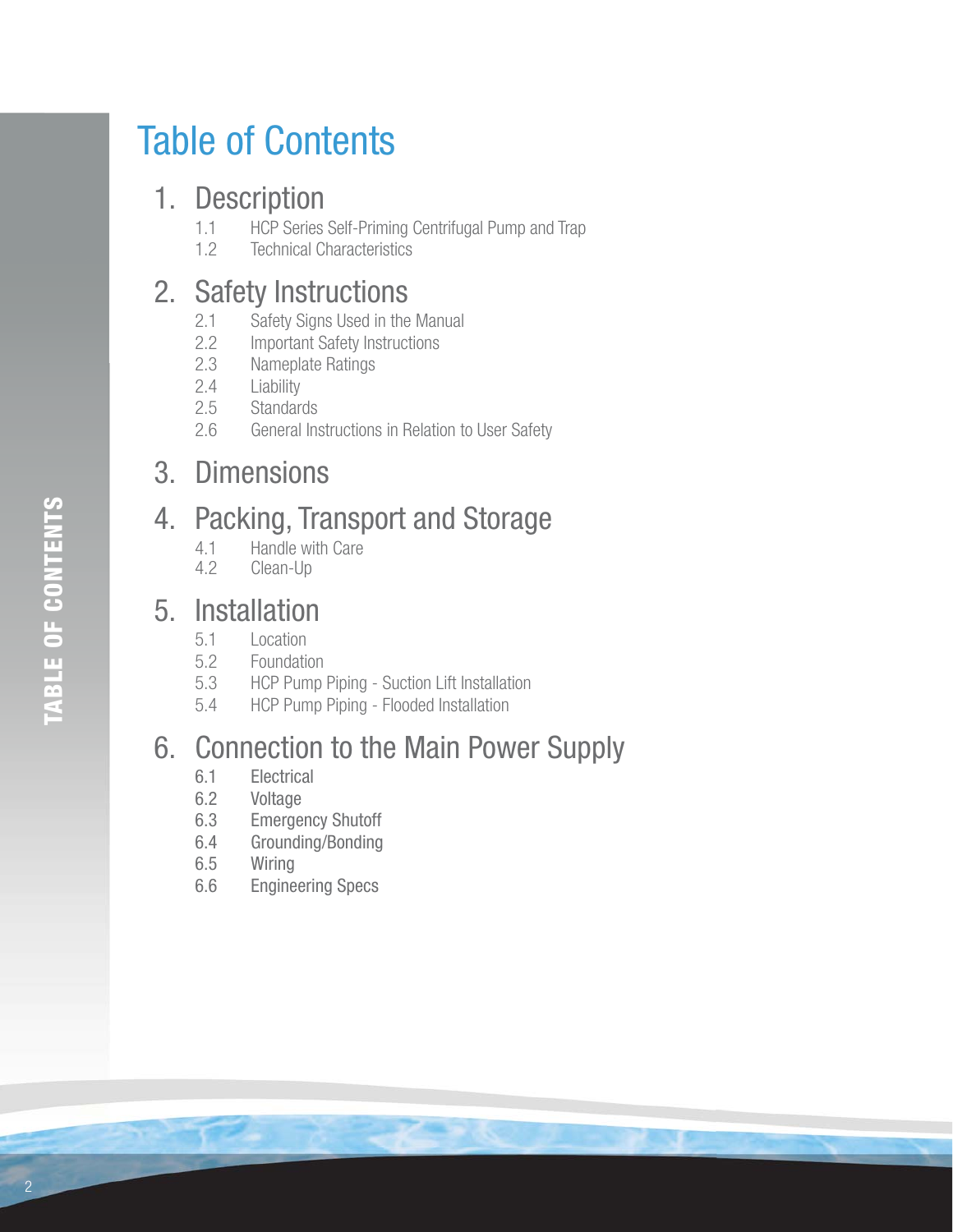# Table of Contents

## 1. Description

- 1.1 HCP Series Self-Priming Centrifugal Pump and Trap
- 1.2 Technical Characteristics

## 2. Safety Instructions

- 2.1 Safety Signs Used in the Manual
- 2.2 Important Safety Instructions
- 2.3 Nameplate Ratings
- 2.4 Liability
- 2.5 Standards
- 2.6 General Instructions in Relation to User Safety

## 3. Dimensions

## 4. Packing, Transport and Storage

- 4.1 Handle with Care
- 4.2 Clean-Up

## 5. Installation

- 5.1 Location
- 5.2 Foundation
- 5.3 HCP Pump Piping - Suction Lift Installation
- 5.4 HCP Pump Piping - Flooded Installation

## 6. Connection to the Main Power Supply

- 6.1 Electrical
- 6.2 Voltage
- 6.3 Emergency Shutoff
- 6.4 Grounding/Bonding
- 6.5 Wiring
- 6.6 Engineering Specs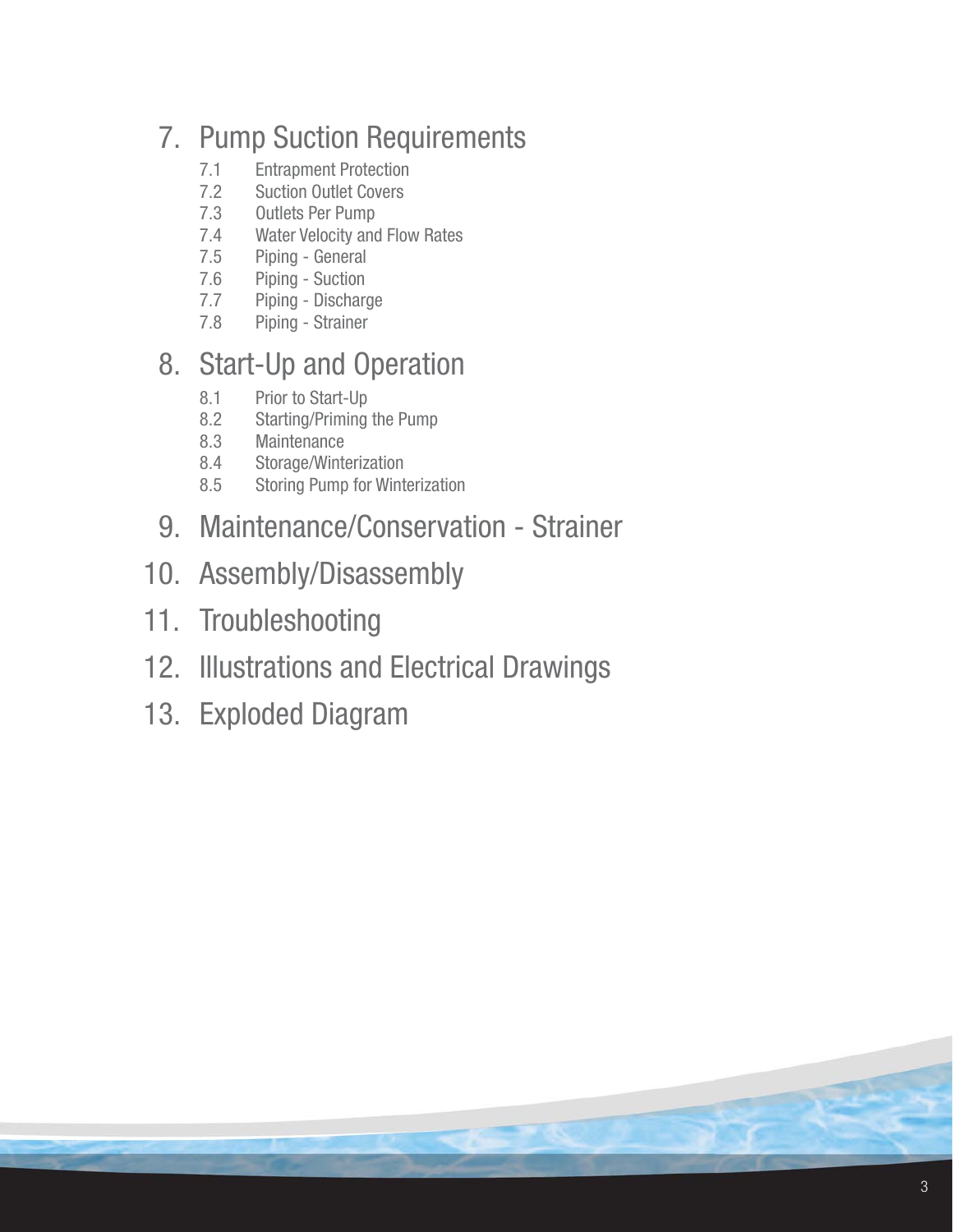## 7. Pump Suction Requirements

- 7.1 Entrapment Protection
- 7.2 Suction Outlet Covers
- 7.3 Outlets Per Pump
- 7.4 Water Velocity and Flow Rates
- 7.5 Piping - General
- 7.6 Piping - Suction
- 7.7 Piping - Discharge
- 7.8 Piping - Strainer

## 8. Start-Up and Operation

- 8.1 Prior to Start-Up
- 8.2 Starting/Priming the Pump
- 8.3 Maintenance
- 8.4 Storage/Winterization
- 8.5 Storing Pump for Winterization

## 9. Maintenance/Conservation - Strainer

## 10. Assembly/Disassembly

## 11. Troubleshooting

## 12. Illustrations and Electrical Drawings

## 13. Exploded Diagram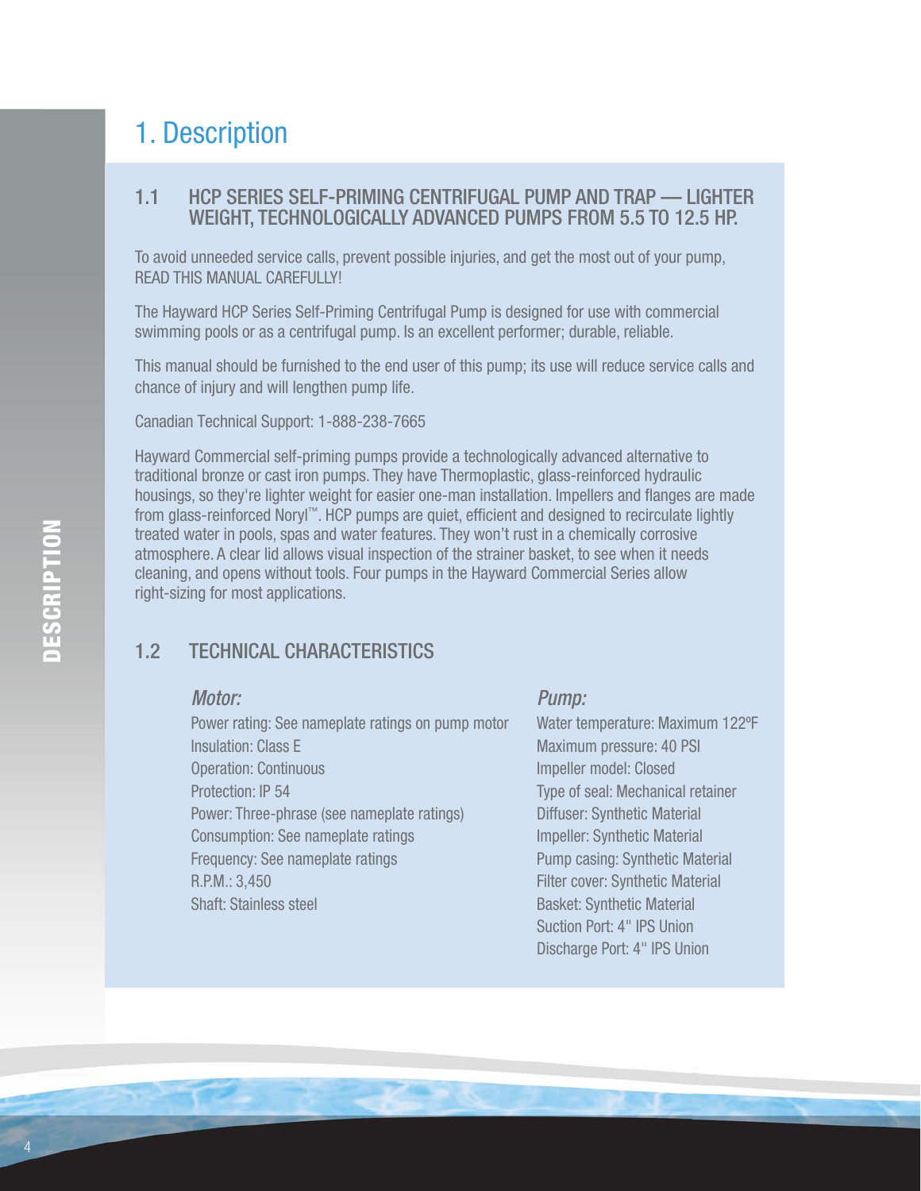# 1. Description

## 1.1 HCP SERIES SELF-PRIMING CENTRIFUGAL PUMP AND TRAP — LIGHTER WEIGHT, TECHNOLOGICALLY ADVANCED PUMPS FROM 5.5 TO 12.5 HP.

To avoid unneeded service calls, prevent possible injuries, and get the most out of your pump, READ THIS MANUAL CAREFULLY!

The Hayward HCP Series Self-Priming Centrifugal Pump is designed for use with commercial swimming pools or as a centrifugal pump. Is an excellent performer; durable, reliable.

This manual should be furnished to the end user of this pump; its use will reduce service calls and chance of injury and will lengthen pump life.

Canadian Technical Support: 1-888-238-7665

Hayward Commercial self-priming pumps provide a technologically advanced alternative to traditional bronze or cast iron pumps. They have Thermoplastic, glass-reinforced hydraulic housings, so they're lighter weight for easier one-man installation. Impellers and flanges are made from glass-reinforced Noryl™. HCP pumps are quiet, efficient and designed to recirculate lightly treated water in pools, spas and water features. They won't rust in a chemically corrosive atmosphere. A clear lid allows visual inspection of the strainer basket, to see when it needs cleaning, and opens without tools. Four pumps in the Hayward Commercial Series allow right-sizing for most applications.

## 1.2 TECHNICAL CHARACTERISTICS

*Motor:*

Power rating: See nameplate ratings on pump motor
Insulation: Class E
Operation: Continuous
Protection: IP 54
Power: Three-phrase (see nameplate ratings)
Consumption: See nameplate ratings
Frequency: See nameplate ratings
R.P.M.: 3,450
Shaft: Stainless steel

*Pump:*

Water temperature: Maximum 122ºF
Maximum pressure: 40 PSI
Impeller model: Closed
Type of seal: Mechanical retainer
Diffuser: Synthetic Material
Impeller: Synthetic Material
Pump casing: Synthetic Material
Filter cover: Synthetic Material
Basket: Synthetic Material
Suction Port: 4" IPS Union
Discharge Port: 4" IPS Union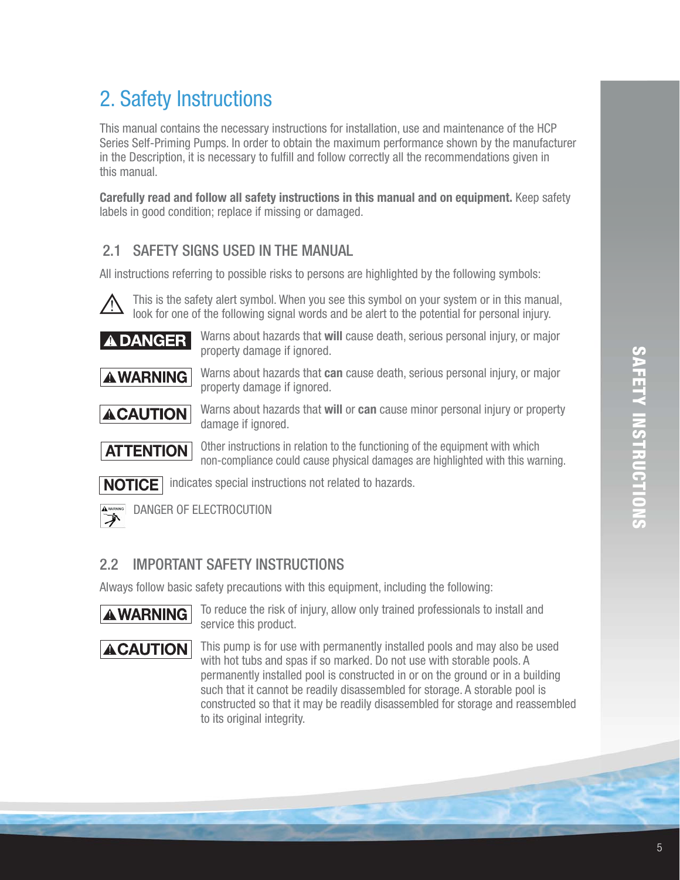# 2. Safety Instructions

This manual contains the necessary instructions for installation, use and maintenance of the HCP Series Self-Priming Pumps. In order to obtain the maximum performance shown by the manufacturer in the Description, it is necessary to fulfill and follow correctly all the recommendations given in this manual.

**Carefully read and follow all safety instructions in this manual and on equipment.** Keep safety labels in good condition; replace if missing or damaged.

## 2.1 SAFETY SIGNS USED IN THE MANUAL

All instructions referring to possible risks to persons are highlighted by the following symbols:

⚠ This is the safety alert symbol. When you see this symbol on your system or in this manual, look for one of the following signal words and be alert to the potential for personal injury.

**⚠ DANGER** Warns about hazards that **will** cause death, serious personal injury, or major property damage if ignored.

**⚠ WARNING** Warns about hazards that **can** cause death, serious personal injury, or major property damage if ignored.

**⚠ CAUTION** Warns about hazards that **will** or **can** cause minor personal injury or property damage if ignored.

**ATTENTION** Other instructions in relation to the functioning of the equipment with which non-compliance could cause physical damages are highlighted with this warning.

**NOTICE** indicates special instructions not related to hazards.

DANGER OF ELECTROCUTION

## 2.2 IMPORTANT SAFETY INSTRUCTIONS

Always follow basic safety precautions with this equipment, including the following:

**⚠ WARNING** To reduce the risk of injury, allow only trained professionals to install and service this product.

**⚠ CAUTION** This pump is for use with permanently installed pools and may also be used with hot tubs and spas if so marked. Do not use with storable pools. A permanently installed pool is constructed in or on the ground or in a building such that it cannot be readily disassembled for storage. A storable pool is constructed so that it may be readily disassembled for storage and reassembled to its original integrity.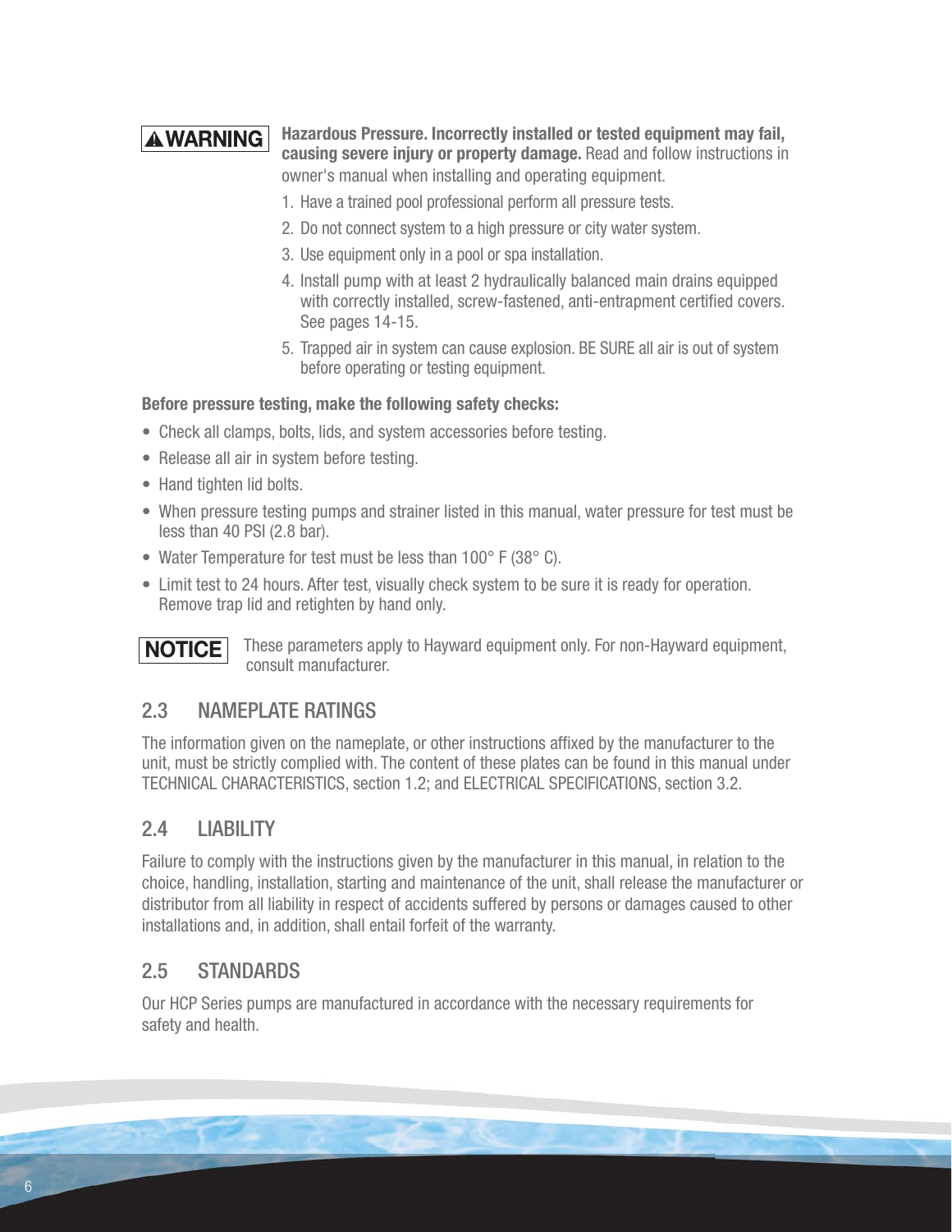**⚠WARNING** **Hazardous Pressure. Incorrectly installed or tested equipment may fail, causing severe injury or property damage.** Read and follow instructions in owner's manual when installing and operating equipment.

1. Have a trained pool professional perform all pressure tests.
2. Do not connect system to a high pressure or city water system.
3. Use equipment only in a pool or spa installation.
4. Install pump with at least 2 hydraulically balanced main drains equipped with correctly installed, screw-fastened, anti-entrapment certified covers. See pages 14-15.
5. Trapped air in system can cause explosion. BE SURE all air is out of system before operating or testing equipment.

**Before pressure testing, make the following safety checks:**

- Check all clamps, bolts, lids, and system accessories before testing.
- Release all air in system before testing.
- Hand tighten lid bolts.
- When pressure testing pumps and strainer listed in this manual, water pressure for test must be less than 40 PSI (2.8 bar).
- Water Temperature for test must be less than 100° F (38° C).
- Limit test to 24 hours. After test, visually check system to be sure it is ready for operation. Remove trap lid and retighten by hand only.

**NOTICE** These parameters apply to Hayward equipment only. For non-Hayward equipment, consult manufacturer.

## 2.3 NAMEPLATE RATINGS

The information given on the nameplate, or other instructions affixed by the manufacturer to the unit, must be strictly complied with. The content of these plates can be found in this manual under TECHNICAL CHARACTERISTICS, section 1.2; and ELECTRICAL SPECIFICATIONS, section 3.2.

## 2.4 LIABILITY

Failure to comply with the instructions given by the manufacturer in this manual, in relation to the choice, handling, installation, starting and maintenance of the unit, shall release the manufacturer or distributor from all liability in respect of accidents suffered by persons or damages caused to other installations and, in addition, shall entail forfeit of the warranty.

## 2.5 STANDARDS

Our HCP Series pumps are manufactured in accordance with the necessary requirements for safety and health.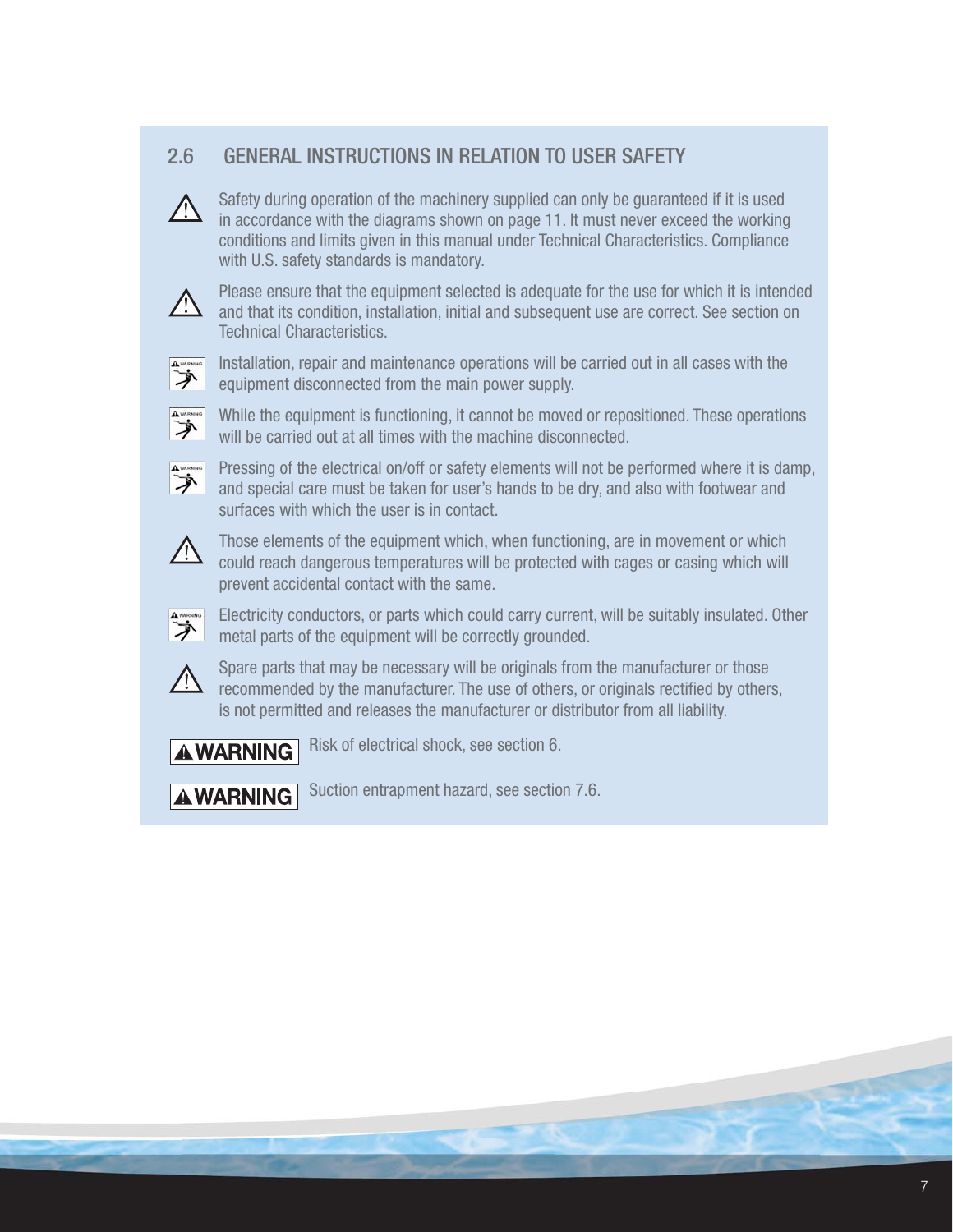## 2.6 GENERAL INSTRUCTIONS IN RELATION TO USER SAFETY

Safety during operation of the machinery supplied can only be guaranteed if it is used in accordance with the diagrams shown on page 11. It must never exceed the working conditions and limits given in this manual under Technical Characteristics. Compliance with U.S. safety standards is mandatory.

Please ensure that the equipment selected is adequate for the use for which it is intended and that its condition, installation, initial and subsequent use are correct. See section on Technical Characteristics.

Installation, repair and maintenance operations will be carried out in all cases with the equipment disconnected from the main power supply.

While the equipment is functioning, it cannot be moved or repositioned. These operations will be carried out at all times with the machine disconnected.

Pressing of the electrical on/off or safety elements will not be performed where it is damp, and special care must be taken for user's hands to be dry, and also with footwear and surfaces with which the user is in contact.

Those elements of the equipment which, when functioning, are in movement or which could reach dangerous temperatures will be protected with cages or casing which will prevent accidental contact with the same.

Electricity conductors, or parts which could carry current, will be suitably insulated. Other metal parts of the equipment will be correctly grounded.

Spare parts that may be necessary will be originals from the manufacturer or those recommended by the manufacturer. The use of others, or originals rectified by others, is not permitted and releases the manufacturer or distributor from all liability.

**WARNING** Risk of electrical shock, see section 6.

**WARNING** Suction entrapment hazard, see section 7.6.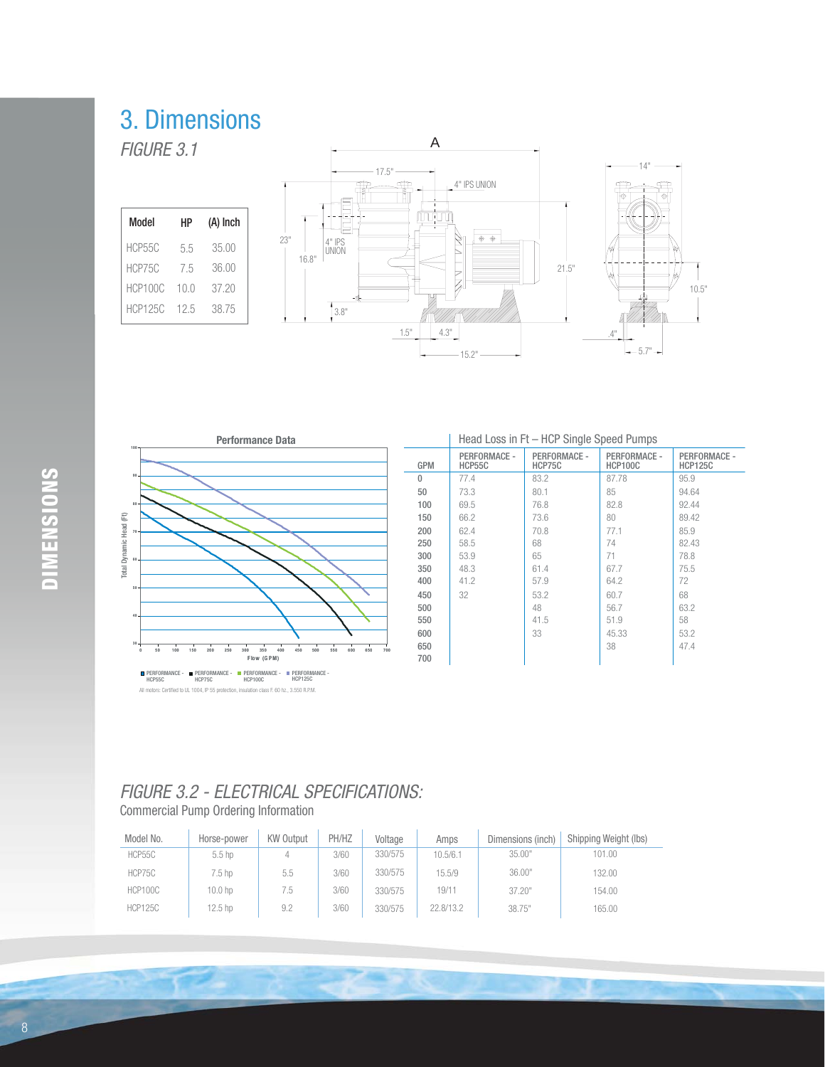# 3. Dimensions

*FIGURE 3.1*

| Model | HP | (A) Inch |
|---|---|---|
| HCP55C | 5.5 | 35.00 |
| HCP75C | 7.5 | 36.00 |
| HCP100C | 10.0 | 37.20 |
| HCP125C | 12.5 | 38.75 |

A
17.5"
4" IPS UNION
23"
16.8"
4" IPS UNION
21.5"
3.8"
1.5"
4.3"
15.2"
14"
10.5"
.4"
5.7"

**Performance Data**

Total Dynamic Head (Ft)

Flow (GPM)

PERFORMANCE - HCP55C ■ PERFORMANCE - HCP75C ■ PERFORMANCE - HCP100C ■ PERFORMANCE - HCP125C

All motors: Certified to UL 1004, IP 55 protection, insulation class F, 60 hz., 3,550 R.P.M.

Head Loss in Ft – HCP Single Speed Pumps

| GPM | PERFORMACE - HCP55C | PERFORMACE - HCP75C | PERFORMACE - HCP100C | PERFORMACE - HCP125C |
|---|---|---|---|---|
| 0 | 77.4 | 83.2 | 87.78 | 95.9 |
| 50 | 73.3 | 80.1 | 85 | 94.64 |
| 100 | 69.5 | 76.8 | 82.8 | 92.44 |
| 150 | 66.2 | 73.6 | 80 | 89.42 |
| 200 | 62.4 | 70.8 | 77.1 | 85.9 |
| 250 | 58.5 | 68 | 74 | 82.43 |
| 300 | 53.9 | 65 | 71 | 78.8 |
| 350 | 48.3 | 61.4 | 67.7 | 75.5 |
| 400 | 41.2 | 57.9 | 64.2 | 72 |
| 450 | 32 | 53.2 | 60.7 | 68 |
| 500 | | 48 | 56.7 | 63.2 |
| 550 | | 41.5 | 51.9 | 58 |
| 600 | | 33 | 45.33 | 53.2 |
| 650 | | | 38 | 47.4 |
| 700 | | | | |

## *FIGURE 3.2 - ELECTRICAL SPECIFICATIONS:*

Commercial Pump Ordering Information

| Model No. | Horse-power | KW Output | PH/HZ | Voltage | Amps | Dimensions (inch) | Shipping Weight (lbs) |
|---|---|---|---|---|---|---|---|
| HCP55C | 5.5 hp | 4 | 3/60 | 330/575 | 10.5/6.1 | 35.00" | 101.00 |
| HCP75C | 7.5 hp | 5.5 | 3/60 | 330/575 | 15.5/9 | 36.00" | 132.00 |
| HCP100C | 10.0 hp | 7.5 | 3/60 | 330/575 | 19/11 | 37.20" | 154.00 |
| HCP125C | 12.5 hp | 9.2 | 3/60 | 330/575 | 22.8/13.2 | 38.75" | 165.00 |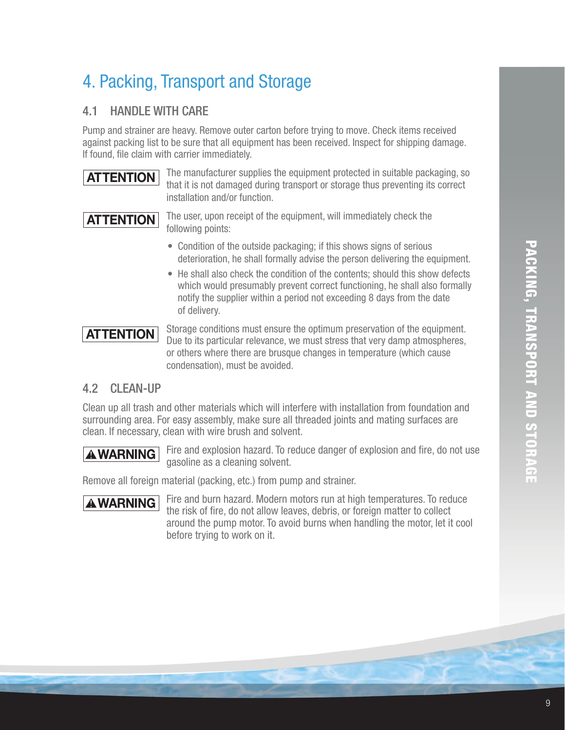# 4. Packing, Transport and Storage

## 4.1 HANDLE WITH CARE

Pump and strainer are heavy. Remove outer carton before trying to move. Check items received against packing list to be sure that all equipment has been received. Inspect for shipping damage. If found, file claim with carrier immediately.

**ATTENTION** The manufacturer supplies the equipment protected in suitable packaging, so that it is not damaged during transport or storage thus preventing its correct installation and/or function.

**ATTENTION** The user, upon receipt of the equipment, will immediately check the following points:

- Condition of the outside packaging; if this shows signs of serious deterioration, he shall formally advise the person delivering the equipment.
- He shall also check the condition of the contents; should this show defects which would presumably prevent correct functioning, he shall also formally notify the supplier within a period not exceeding 8 days from the date of delivery.

**ATTENTION** Storage conditions must ensure the optimum preservation of the equipment. Due to its particular relevance, we must stress that very damp atmospheres, or others where there are brusque changes in temperature (which cause condensation), must be avoided.

## 4.2 CLEAN-UP

Clean up all trash and other materials which will interfere with installation from foundation and surrounding area. For easy assembly, make sure all threaded joints and mating surfaces are clean. If necessary, clean with wire brush and solvent.

**⚠ WARNING** Fire and explosion hazard. To reduce danger of explosion and fire, do not use gasoline as a cleaning solvent.

Remove all foreign material (packing, etc.) from pump and strainer.

**⚠ WARNING** Fire and burn hazard. Modern motors run at high temperatures. To reduce the risk of fire, do not allow leaves, debris, or foreign matter to collect around the pump motor. To avoid burns when handling the motor, let it cool before trying to work on it.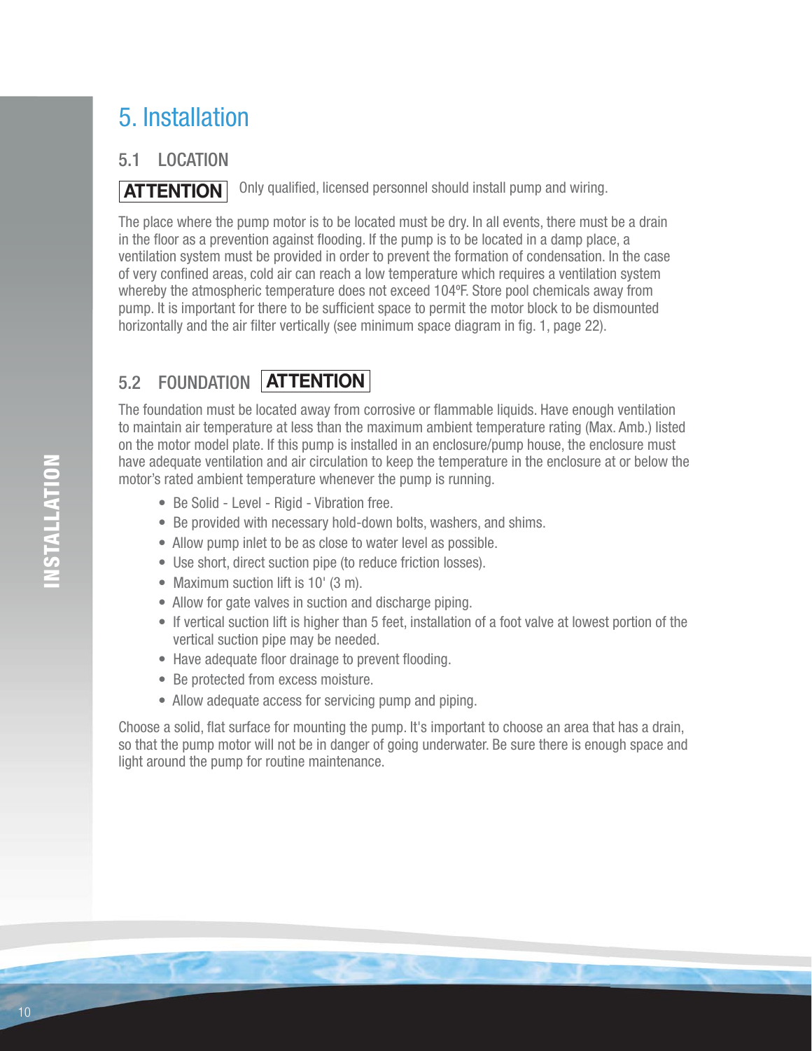# 5. Installation

## 5.1 LOCATION

**ATTENTION** Only qualified, licensed personnel should install pump and wiring.

The place where the pump motor is to be located must be dry. In all events, there must be a drain in the floor as a prevention against flooding. If the pump is to be located in a damp place, a ventilation system must be provided in order to prevent the formation of condensation. In the case of very confined areas, cold air can reach a low temperature which requires a ventilation system whereby the atmospheric temperature does not exceed 104ºF. Store pool chemicals away from pump. It is important for there to be sufficient space to permit the motor block to be dismounted horizontally and the air filter vertically (see minimum space diagram in fig. 1, page 22).

## 5.2 FOUNDATION **ATTENTION**

The foundation must be located away from corrosive or flammable liquids. Have enough ventilation to maintain air temperature at less than the maximum ambient temperature rating (Max. Amb.) listed on the motor model plate. If this pump is installed in an enclosure/pump house, the enclosure must have adequate ventilation and air circulation to keep the temperature in the enclosure at or below the motor's rated ambient temperature whenever the pump is running.

- Be Solid - Level - Rigid - Vibration free.
- Be provided with necessary hold-down bolts, washers, and shims.
- Allow pump inlet to be as close to water level as possible.
- Use short, direct suction pipe (to reduce friction losses).
- Maximum suction lift is 10' (3 m).
- Allow for gate valves in suction and discharge piping.
- If vertical suction lift is higher than 5 feet, installation of a foot valve at lowest portion of the vertical suction pipe may be needed.
- Have adequate floor drainage to prevent flooding.
- Be protected from excess moisture.
- Allow adequate access for servicing pump and piping.

Choose a solid, flat surface for mounting the pump. It's important to choose an area that has a drain, so that the pump motor will not be in danger of going underwater. Be sure there is enough space and light around the pump for routine maintenance.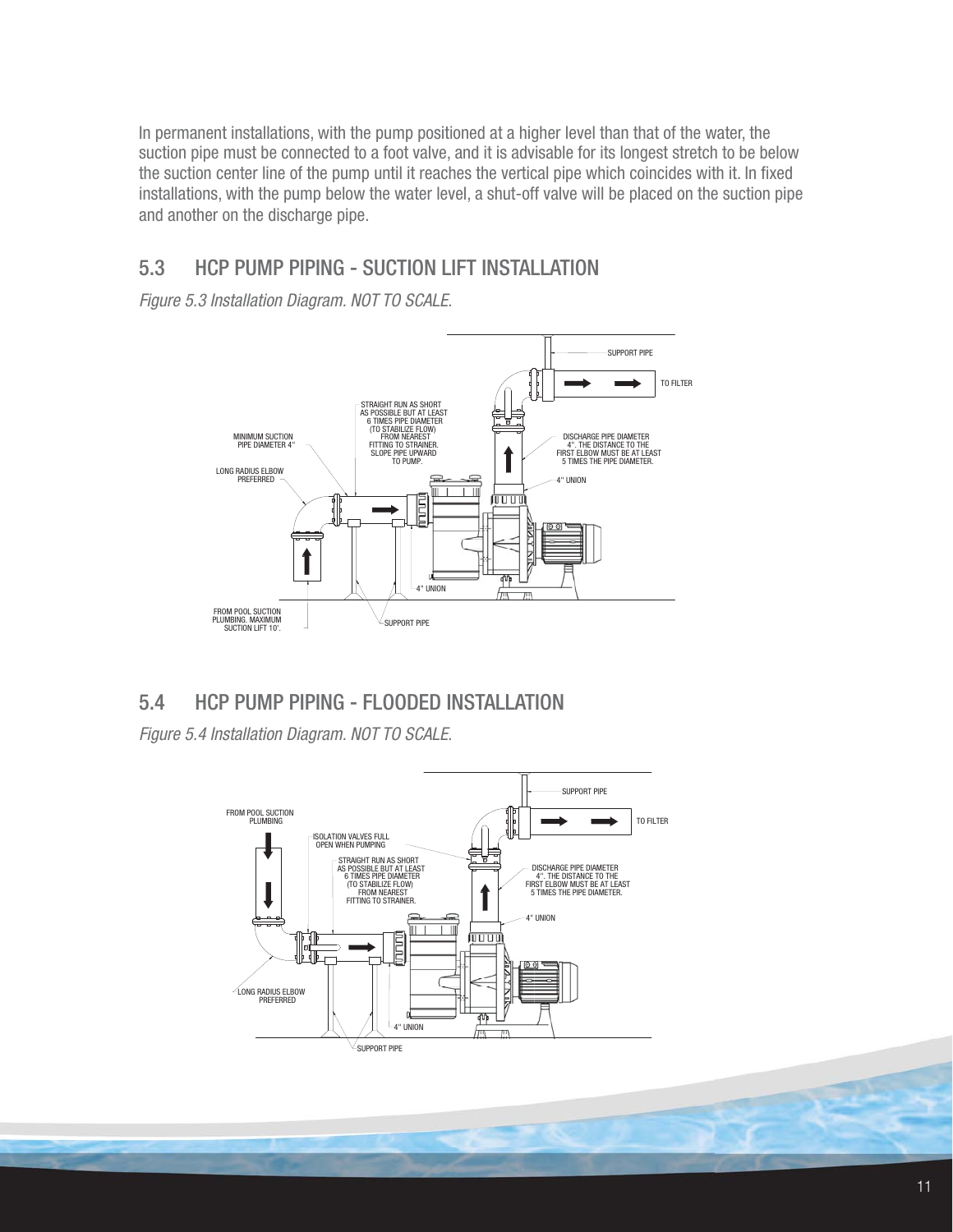In permanent installations, with the pump positioned at a higher level than that of the water, the suction pipe must be connected to a foot valve, and it is advisable for its longest stretch to be below the suction center line of the pump until it reaches the vertical pipe which coincides with it. In fixed installations, with the pump below the water level, a shut-off valve will be placed on the suction pipe and another on the discharge pipe.

## 5.3 HCP PUMP PIPING - SUCTION LIFT INSTALLATION

*Figure 5.3 Installation Diagram. NOT TO SCALE.*

SUPPORT PIPE

TO FILTER

STRAIGHT RUN AS SHORT AS POSSIBLE BUT AT LEAST 6 TIMES PIPE DIAMETER (TO STABILIZE FLOW) FROM NEAREST FITTING TO STRAINER. SLOPE PIPE UPWARD TO PUMP.

MINIMUM SUCTION PIPE DIAMETER 4"

DISCHARGE PIPE DIAMETER 4". THE DISTANCE TO THE FIRST ELBOW MUST BE AT LEAST 5 TIMES THE PIPE DIAMETER.

LONG RADIUS ELBOW PREFERRED

4" UNION

4" UNION

FROM POOL SUCTION PLUMBING. MAXIMUM SUCTION LIFT 10'.

SUPPORT PIPE

## 5.4 HCP PUMP PIPING - FLOODED INSTALLATION

*Figure 5.4 Installation Diagram. NOT TO SCALE.*

SUPPORT PIPE

FROM POOL SUCTION PLUMBING

TO FILTER

ISOLATION VALVES FULL OPEN WHEN PUMPING

STRAIGHT RUN AS SHORT AS POSSIBLE BUT AT LEAST 6 TIMES PIPE DIAMETER (TO STABILIZE FLOW) FROM NEAREST FITTING TO STRAINER.

DISCHARGE PIPE DIAMETER 4". THE DISTANCE TO THE FIRST ELBOW MUST BE AT LEAST 5 TIMES THE PIPE DIAMETER.

4" UNION

LONG RADIUS ELBOW PREFERRED

4" UNION

SUPPORT PIPE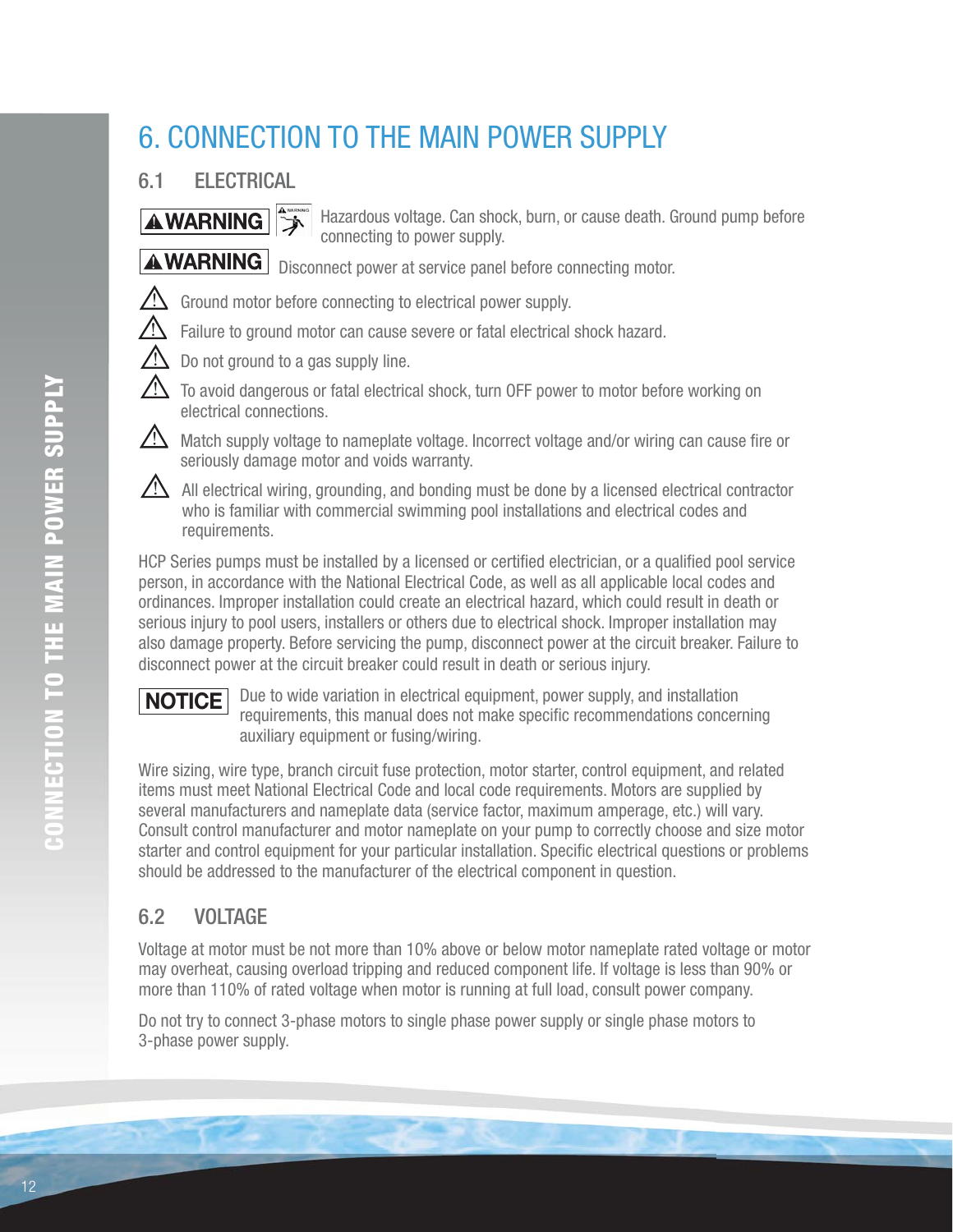# 6. CONNECTION TO THE MAIN POWER SUPPLY

## 6.1 ELECTRICAL

**⚠WARNING** Hazardous voltage. Can shock, burn, or cause death. Ground pump before connecting to power supply.

**⚠WARNING** Disconnect power at service panel before connecting motor.

- ⚠ Ground motor before connecting to electrical power supply.
- ⚠ Failure to ground motor can cause severe or fatal electrical shock hazard.
- ⚠ Do not ground to a gas supply line.
- ⚠ To avoid dangerous or fatal electrical shock, turn OFF power to motor before working on electrical connections.
- ⚠ Match supply voltage to nameplate voltage. Incorrect voltage and/or wiring can cause fire or seriously damage motor and voids warranty.
- ⚠ All electrical wiring, grounding, and bonding must be done by a licensed electrical contractor who is familiar with commercial swimming pool installations and electrical codes and requirements.

HCP Series pumps must be installed by a licensed or certified electrician, or a qualified pool service person, in accordance with the National Electrical Code, as well as all applicable local codes and ordinances. Improper installation could create an electrical hazard, which could result in death or serious injury to pool users, installers or others due to electrical shock. Improper installation may also damage property. Before servicing the pump, disconnect power at the circuit breaker. Failure to disconnect power at the circuit breaker could result in death or serious injury.

**NOTICE** Due to wide variation in electrical equipment, power supply, and installation requirements, this manual does not make specific recommendations concerning auxiliary equipment or fusing/wiring.

Wire sizing, wire type, branch circuit fuse protection, motor starter, control equipment, and related items must meet National Electrical Code and local code requirements. Motors are supplied by several manufacturers and nameplate data (service factor, maximum amperage, etc.) will vary. Consult control manufacturer and motor nameplate on your pump to correctly choose and size motor starter and control equipment for your particular installation. Specific electrical questions or problems should be addressed to the manufacturer of the electrical component in question.

## 6.2 VOLTAGE

Voltage at motor must be not more than 10% above or below motor nameplate rated voltage or motor may overheat, causing overload tripping and reduced component life. If voltage is less than 90% or more than 110% of rated voltage when motor is running at full load, consult power company.

Do not try to connect 3-phase motors to single phase power supply or single phase motors to 3-phase power supply.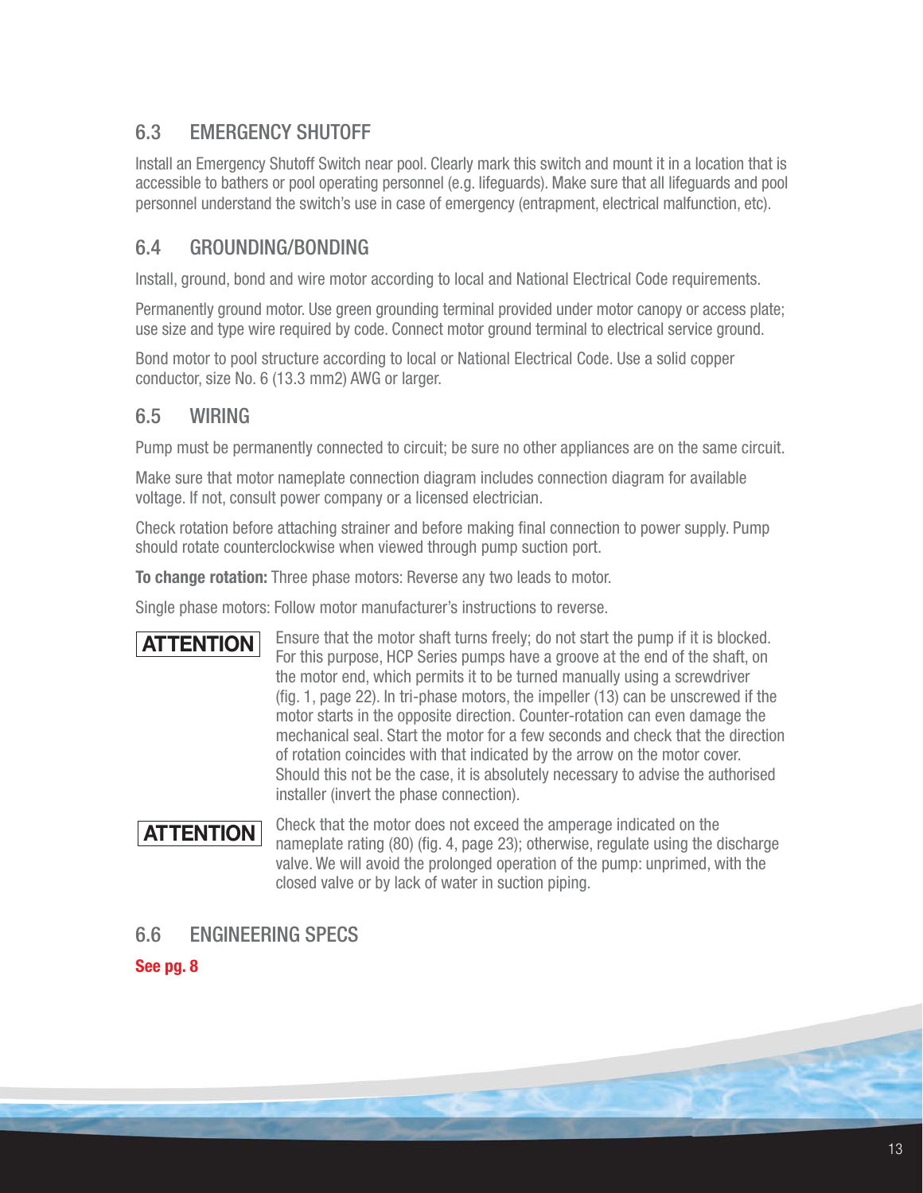## 6.3 EMERGENCY SHUTOFF

Install an Emergency Shutoff Switch near pool. Clearly mark this switch and mount it in a location that is accessible to bathers or pool operating personnel (e.g. lifeguards). Make sure that all lifeguards and pool personnel understand the switch's use in case of emergency (entrapment, electrical malfunction, etc).

## 6.4 GROUNDING/BONDING

Install, ground, bond and wire motor according to local and National Electrical Code requirements.

Permanently ground motor. Use green grounding terminal provided under motor canopy or access plate; use size and type wire required by code. Connect motor ground terminal to electrical service ground.

Bond motor to pool structure according to local or National Electrical Code. Use a solid copper conductor, size No. 6 (13.3 mm2) AWG or larger.

## 6.5 WIRING

Pump must be permanently connected to circuit; be sure no other appliances are on the same circuit.

Make sure that motor nameplate connection diagram includes connection diagram for available voltage. If not, consult power company or a licensed electrician.

Check rotation before attaching strainer and before making final connection to power supply. Pump should rotate counterclockwise when viewed through pump suction port.

**To change rotation:** Three phase motors: Reverse any two leads to motor.

Single phase motors: Follow motor manufacturer's instructions to reverse.

**ATTENTION** Ensure that the motor shaft turns freely; do not start the pump if it is blocked. For this purpose, HCP Series pumps have a groove at the end of the shaft, on the motor end, which permits it to be turned manually using a screwdriver (fig. 1, page 22). In tri-phase motors, the impeller (13) can be unscrewed if the motor starts in the opposite direction. Counter-rotation can even damage the mechanical seal. Start the motor for a few seconds and check that the direction of rotation coincides with that indicated by the arrow on the motor cover. Should this not be the case, it is absolutely necessary to advise the authorised installer (invert the phase connection).

**ATTENTION** Check that the motor does not exceed the amperage indicated on the nameplate rating (80) (fig. 4, page 23); otherwise, regulate using the discharge valve. We will avoid the prolonged operation of the pump: unprimed, with the closed valve or by lack of water in suction piping.

## 6.6 ENGINEERING SPECS

**See pg. 8**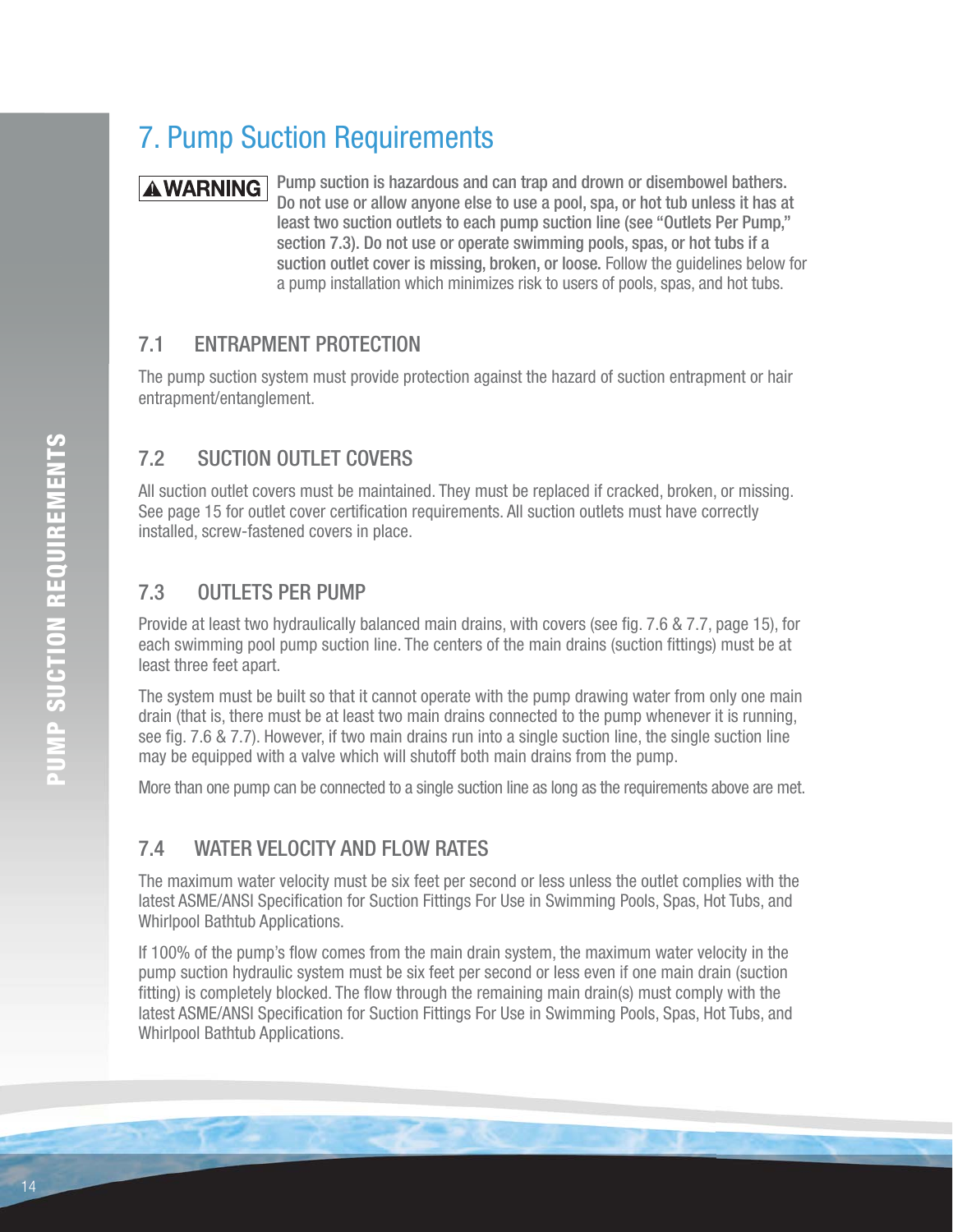# 7. Pump Suction Requirements

**⚠WARNING** **Pump suction is hazardous and can trap and drown or disembowel bathers. Do not use or allow anyone else to use a pool, spa, or hot tub unless it has at least two suction outlets to each pump suction line (see "Outlets Per Pump," section 7.3). Do not use or operate swimming pools, spas, or hot tubs if a suction outlet cover is missing, broken, or loose.** Follow the guidelines below for a pump installation which minimizes risk to users of pools, spas, and hot tubs.

## 7.1 ENTRAPMENT PROTECTION

The pump suction system must provide protection against the hazard of suction entrapment or hair entrapment/entanglement.

## 7.2 SUCTION OUTLET COVERS

All suction outlet covers must be maintained. They must be replaced if cracked, broken, or missing. See page 15 for outlet cover certification requirements. All suction outlets must have correctly installed, screw-fastened covers in place.

## 7.3 OUTLETS PER PUMP

Provide at least two hydraulically balanced main drains, with covers (see fig. 7.6 & 7.7, page 15), for each swimming pool pump suction line. The centers of the main drains (suction fittings) must be at least three feet apart.

The system must be built so that it cannot operate with the pump drawing water from only one main drain (that is, there must be at least two main drains connected to the pump whenever it is running, see fig. 7.6 & 7.7). However, if two main drains run into a single suction line, the single suction line may be equipped with a valve which will shutoff both main drains from the pump.

More than one pump can be connected to a single suction line as long as the requirements above are met.

## 7.4 WATER VELOCITY AND FLOW RATES

The maximum water velocity must be six feet per second or less unless the outlet complies with the latest ASME/ANSI Specification for Suction Fittings For Use in Swimming Pools, Spas, Hot Tubs, and Whirlpool Bathtub Applications.

If 100% of the pump's flow comes from the main drain system, the maximum water velocity in the pump suction hydraulic system must be six feet per second or less even if one main drain (suction fitting) is completely blocked. The flow through the remaining main drain(s) must comply with the latest ASME/ANSI Specification for Suction Fittings For Use in Swimming Pools, Spas, Hot Tubs, and Whirlpool Bathtub Applications.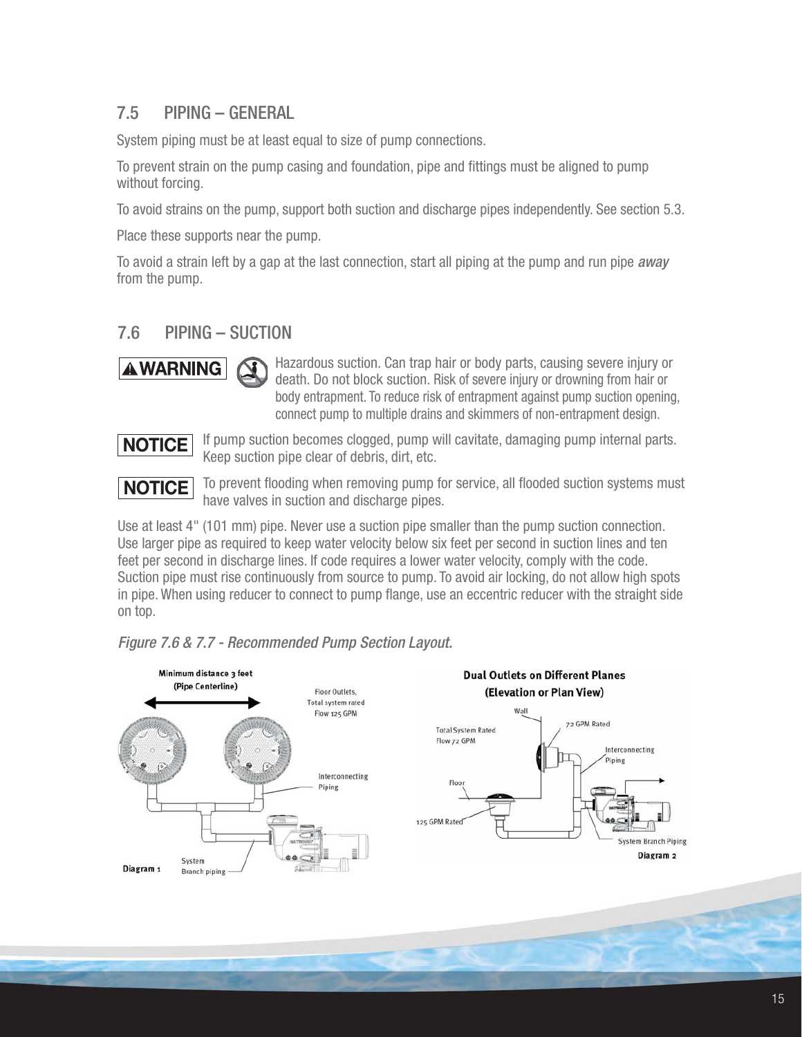## 7.5 PIPING – GENERAL

System piping must be at least equal to size of pump connections.

To prevent strain on the pump casing and foundation, pipe and fittings must be aligned to pump without forcing.

To avoid strains on the pump, support both suction and discharge pipes independently. See section 5.3.

Place these supports near the pump.

To avoid a strain left by a gap at the last connection, start all piping at the pump and run pipe ***away*** from the pump.

## 7.6 PIPING – SUCTION

**⚠WARNING** Hazardous suction. Can trap hair or body parts, causing severe injury or death. Do not block suction. Risk of severe injury or drowning from hair or body entrapment. To reduce risk of entrapment against pump suction opening, connect pump to multiple drains and skimmers of non-entrapment design.

**NOTICE** If pump suction becomes clogged, pump will cavitate, damaging pump internal parts. Keep suction pipe clear of debris, dirt, etc.

**NOTICE** To prevent flooding when removing pump for service, all flooded suction systems must have valves in suction and discharge pipes.

Use at least 4" (101 mm) pipe. Never use a suction pipe smaller than the pump suction connection. Use larger pipe as required to keep water velocity below six feet per second in suction lines and ten feet per second in discharge lines. If code requires a lower water velocity, comply with the code. Suction pipe must rise continuously from source to pump. To avoid air locking, do not allow high spots in pipe. When using reducer to connect to pump flange, use an eccentric reducer with the straight side on top.

*Figure 7.6 & 7.7 - Recommended Pump Section Layout.*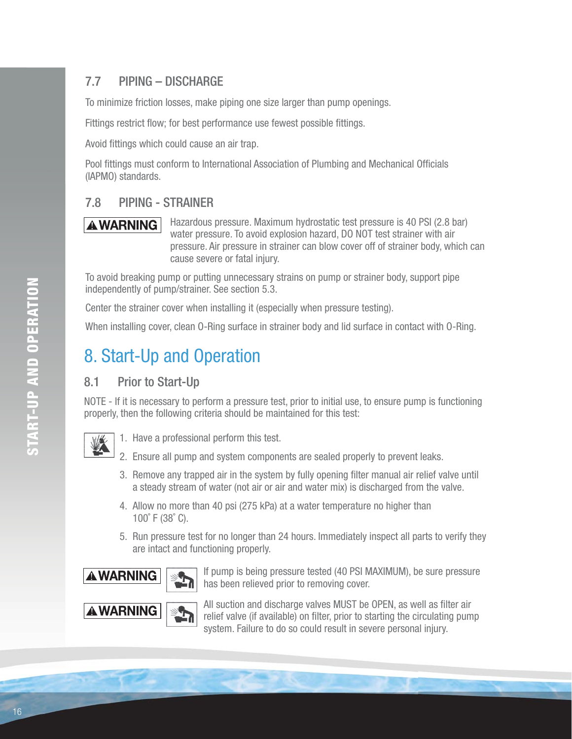### 7.7 PIPING – DISCHARGE

To minimize friction losses, make piping one size larger than pump openings.

Fittings restrict flow; for best performance use fewest possible fittings.

Avoid fittings which could cause an air trap.

Pool fittings must conform to International Association of Plumbing and Mechanical Officials (IAPMO) standards.

### 7.8 PIPING - STRAINER

**⚠WARNING** Hazardous pressure. Maximum hydrostatic test pressure is 40 PSI (2.8 bar) water pressure. To avoid explosion hazard, DO NOT test strainer with air pressure. Air pressure in strainer can blow cover off of strainer body, which can cause severe or fatal injury.

To avoid breaking pump or putting unnecessary strains on pump or strainer body, support pipe independently of pump/strainer. See section 5.3.

Center the strainer cover when installing it (especially when pressure testing).

When installing cover, clean O-Ring surface in strainer body and lid surface in contact with O-Ring.

## 8. Start-Up and Operation

### 8.1 Prior to Start-Up

NOTE - If it is necessary to perform a pressure test, prior to initial use, to ensure pump is functioning properly, then the following criteria should be maintained for this test:

1. Have a professional perform this test.
2. Ensure all pump and system components are sealed properly to prevent leaks.
3. Remove any trapped air in the system by fully opening filter manual air relief valve until a steady stream of water (not air or air and water mix) is discharged from the valve.
4. Allow no more than 40 psi (275 kPa) at a water temperature no higher than 100˚ F (38˚ C).
5. Run pressure test for no longer than 24 hours. Immediately inspect all parts to verify they are intact and functioning properly.

**⚠WARNING** If pump is being pressure tested (40 PSI MAXIMUM), be sure pressure has been relieved prior to removing cover.

**⚠WARNING** All suction and discharge valves MUST be OPEN, as well as filter air relief valve (if available) on filter, prior to starting the circulating pump system. Failure to do so could result in severe personal injury.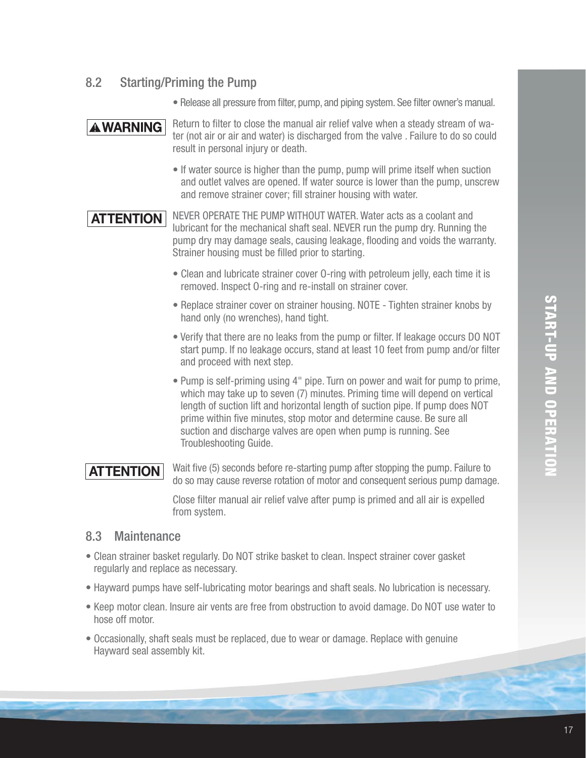## 8.2 Starting/Priming the Pump

- Release all pressure from filter, pump, and piping system. See filter owner's manual.

**⚠WARNING** Return to filter to close the manual air relief valve when a steady stream of water (not air or air and water) is discharged from the valve . Failure to do so could result in personal injury or death.

- If water source is higher than the pump, pump will prime itself when suction and outlet valves are opened. If water source is lower than the pump, unscrew and remove strainer cover; fill strainer housing with water.

**ATTENTION** NEVER OPERATE THE PUMP WITHOUT WATER. Water acts as a coolant and lubricant for the mechanical shaft seal. NEVER run the pump dry. Running the pump dry may damage seals, causing leakage, flooding and voids the warranty. Strainer housing must be filled prior to starting.

- Clean and lubricate strainer cover O-ring with petroleum jelly, each time it is removed. Inspect O-ring and re-install on strainer cover.
- Replace strainer cover on strainer housing. NOTE - Tighten strainer knobs by hand only (no wrenches), hand tight.
- Verify that there are no leaks from the pump or filter. If leakage occurs DO NOT start pump. If no leakage occurs, stand at least 10 feet from pump and/or filter and proceed with next step.
- Pump is self-priming using 4" pipe. Turn on power and wait for pump to prime, which may take up to seven (7) minutes. Priming time will depend on vertical length of suction lift and horizontal length of suction pipe. If pump does NOT prime within five minutes, stop motor and determine cause. Be sure all suction and discharge valves are open when pump is running. See Troubleshooting Guide.

**ATTENTION** Wait five (5) seconds before re-starting pump after stopping the pump. Failure to do so may cause reverse rotation of motor and consequent serious pump damage.

Close filter manual air relief valve after pump is primed and all air is expelled from system.

## 8.3 Maintenance

- Clean strainer basket regularly. Do NOT strike basket to clean. Inspect strainer cover gasket regularly and replace as necessary.
- Hayward pumps have self-lubricating motor bearings and shaft seals. No lubrication is necessary.
- Keep motor clean. Insure air vents are free from obstruction to avoid damage. Do NOT use water to hose off motor.
- Occasionally, shaft seals must be replaced, due to wear or damage. Replace with genuine Hayward seal assembly kit.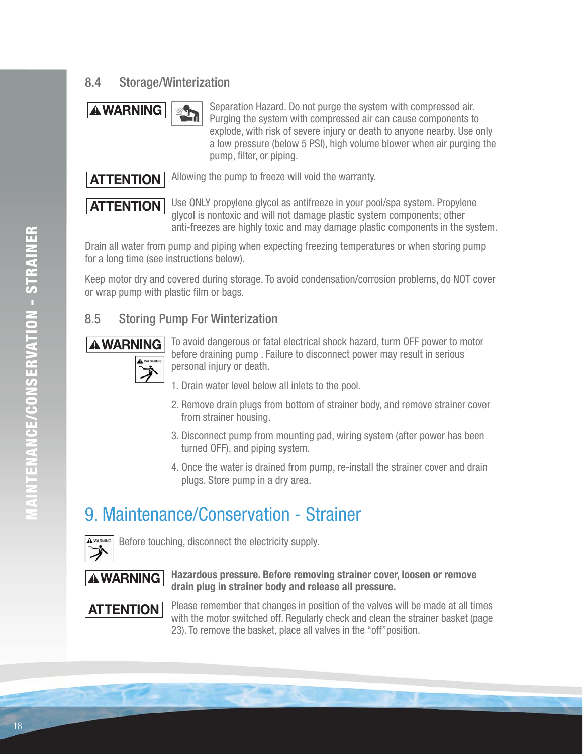## 8.4 Storage/Winterization

**⚠WARNING** Separation Hazard. Do not purge the system with compressed air. Purging the system with compressed air can cause components to explode, with risk of severe injury or death to anyone nearby. Use only a low pressure (below 5 PSI), high volume blower when air purging the pump, filter, or piping.

**ATTENTION** Allowing the pump to freeze will void the warranty.

**ATTENTION** Use ONLY propylene glycol as antifreeze in your pool/spa system. Propylene glycol is nontoxic and will not damage plastic system components; other anti-freezes are highly toxic and may damage plastic components in the system.

Drain all water from pump and piping when expecting freezing temperatures or when storing pump for a long time (see instructions below).

Keep motor dry and covered during storage. To avoid condensation/corrosion problems, do NOT cover or wrap pump with plastic film or bags.

## 8.5 Storing Pump For Winterization

**⚠WARNING** To avoid dangerous or fatal electrical shock hazard, turn OFF power to motor before draining pump . Failure to disconnect power may result in serious personal injury or death.

1. Drain water level below all inlets to the pool.
2. Remove drain plugs from bottom of strainer body, and remove strainer cover from strainer housing.
3. Disconnect pump from mounting pad, wiring system (after power has been turned OFF), and piping system.
4. Once the water is drained from pump, re-install the strainer cover and drain plugs. Store pump in a dry area.

# 9. Maintenance/Conservation - Strainer

Before touching, disconnect the electricity supply.

**⚠WARNING** **Hazardous pressure. Before removing strainer cover, loosen or remove drain plug in strainer body and release all pressure.**

**ATTENTION** Please remember that changes in position of the valves will be made at all times with the motor switched off. Regularly check and clean the strainer basket (page 23). To remove the basket, place all valves in the "off"position.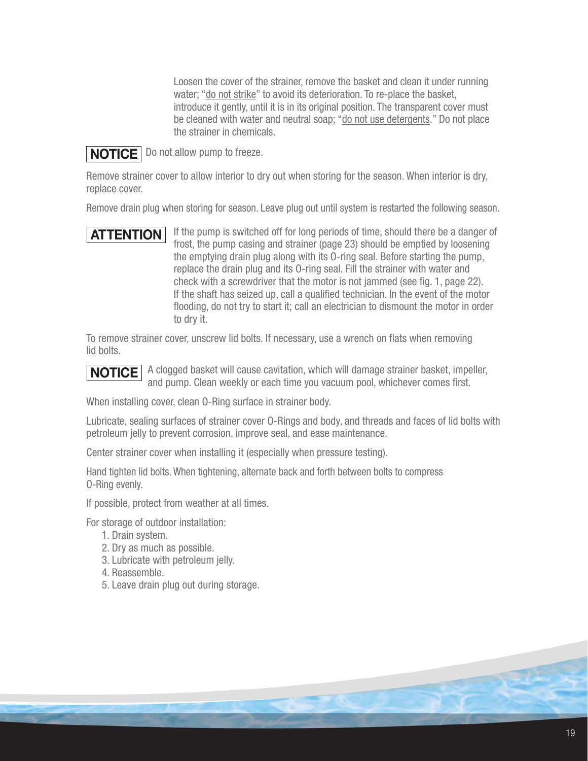Loosen the cover of the strainer, remove the basket and clean it under running water; "do not strike" to avoid its deterioration. To re-place the basket, introduce it gently, until it is in its original position. The transparent cover must be cleaned with water and neutral soap; "do not use detergents." Do not place the strainer in chemicals.

**NOTICE** Do not allow pump to freeze.

Remove strainer cover to allow interior to dry out when storing for the season. When interior is dry, replace cover.

Remove drain plug when storing for season. Leave plug out until system is restarted the following season.

**ATTENTION** If the pump is switched off for long periods of time, should there be a danger of frost, the pump casing and strainer (page 23) should be emptied by loosening the emptying drain plug along with its O-ring seal. Before starting the pump, replace the drain plug and its O-ring seal. Fill the strainer with water and check with a screwdriver that the motor is not jammed (see fig. 1, page 22). If the shaft has seized up, call a qualified technician. In the event of the motor flooding, do not try to start it; call an electrician to dismount the motor in order to dry it.

To remove strainer cover, unscrew lid bolts. If necessary, use a wrench on flats when removing lid bolts.

**NOTICE** A clogged basket will cause cavitation, which will damage strainer basket, impeller, and pump. Clean weekly or each time you vacuum pool, whichever comes first.

When installing cover, clean O-Ring surface in strainer body.

Lubricate, sealing surfaces of strainer cover O-Rings and body, and threads and faces of lid bolts with petroleum jelly to prevent corrosion, improve seal, and ease maintenance.

Center strainer cover when installing it (especially when pressure testing).

Hand tighten lid bolts. When tightening, alternate back and forth between bolts to compress O-Ring evenly.

If possible, protect from weather at all times.

For storage of outdoor installation:

1. Drain system.
2. Dry as much as possible.
3. Lubricate with petroleum jelly.
4. Reassemble.
5. Leave drain plug out during storage.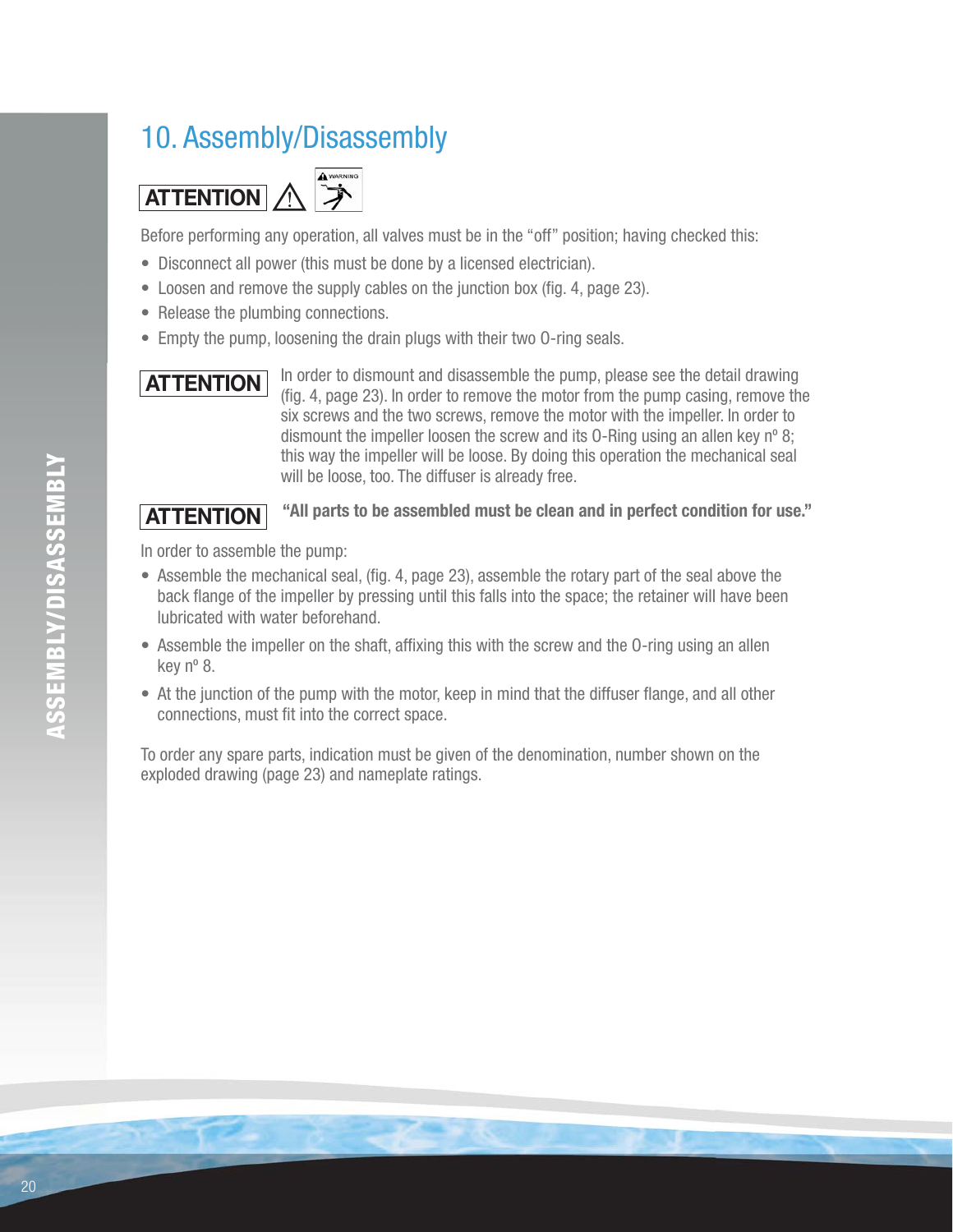# 10. Assembly/Disassembly

**ATTENTION**

Before performing any operation, all valves must be in the “off” position; having checked this:

- Disconnect all power (this must be done by a licensed electrician).
- Loosen and remove the supply cables on the junction box (fig. 4, page 23).
- Release the plumbing connections.
- Empty the pump, loosening the drain plugs with their two O-ring seals.

**ATTENTION** In order to dismount and disassemble the pump, please see the detail drawing (fig. 4, page 23). In order to remove the motor from the pump casing, remove the six screws and the two screws, remove the motor with the impeller. In order to dismount the impeller loosen the screw and its O-Ring using an allen key nº 8; this way the impeller will be loose. By doing this operation the mechanical seal will be loose, too. The diffuser is already free.

**ATTENTION** **“All parts to be assembled must be clean and in perfect condition for use.”**

In order to assemble the pump:

- Assemble the mechanical seal, (fig. 4, page 23), assemble the rotary part of the seal above the back flange of the impeller by pressing until this falls into the space; the retainer will have been lubricated with water beforehand.
- Assemble the impeller on the shaft, affixing this with the screw and the O-ring using an allen key nº 8.
- At the junction of the pump with the motor, keep in mind that the diffuser flange, and all other connections, must fit into the correct space.

To order any spare parts, indication must be given of the denomination, number shown on the exploded drawing (page 23) and nameplate ratings.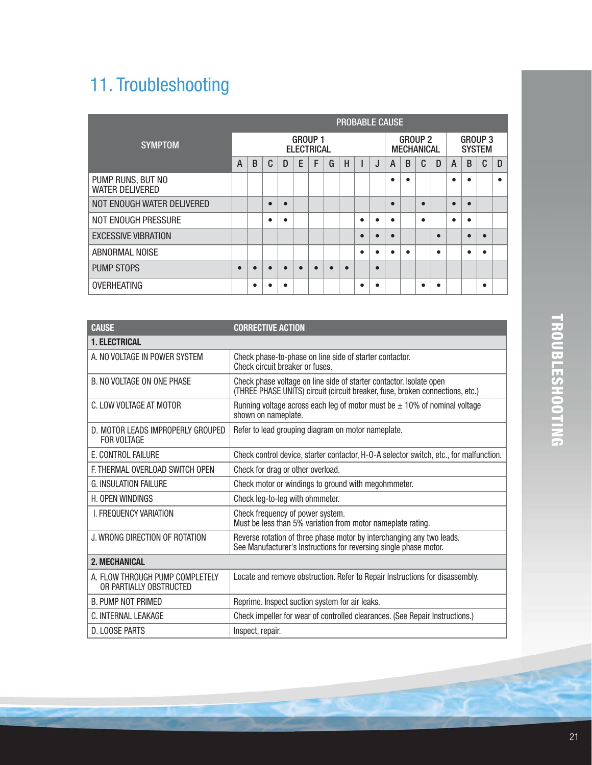# 11. Troubleshooting

| SYMPTOM | PROBABLE CAUSE | | | | | | | | | | | | | | | | | |
|---|---|---|---|---|---|---|---|---|---|---|---|---|---|---|---|---|---|---|
| | GROUP 1 ELECTRICAL | | | | | | | | | | GROUP 2 MECHANICAL | | | | GROUP 3 SYSTEM | | | |
| | A | B | C | D | E | F | G | H | I | J | A | B | C | D | A | B | C | D |
| PUMP RUNS, BUT NO WATER DELIVERED | | | | | | | | | | | • | • | | | • | • | | • |
| NOT ENOUGH WATER DELIVERED | | | • | • | | | | | | | • | | • | | • | • | | |
| NOT ENOUGH PRESSURE | | | • | • | | | | | • | • | • | | • | | • | • | | |
| EXCESSIVE VIBRATION | | | | | | | | | • | • | • | | | • | | • | • | |
| ABNORMAL NOISE | | | | | | | | | • | • | • | • | | • | | • | • | |
| PUMP STOPS | • | • | • | • | • | • | • | • | | • | | | | | | | | |
| OVERHEATING | | • | • | • | | | | | • | • | | | • | • | | | • | |

| CAUSE | CORRECTIVE ACTION |
|---|---|
| **1. ELECTRICAL** | |
| A. NO VOLTAGE IN POWER SYSTEM | Check phase-to-phase on line side of starter contactor. Check circuit breaker or fuses. |
| B. NO VOLTAGE ON ONE PHASE | Check phase voltage on line side of starter contactor. Isolate open (THREE PHASE UNITS) circuit (circuit breaker, fuse, broken connections, etc.) |
| C. LOW VOLTAGE AT MOTOR | Running voltage across each leg of motor must be ± 10% of nominal voltage shown on nameplate. |
| D. MOTOR LEADS IMPROPERLY GROUPED FOR VOLTAGE | Refer to lead grouping diagram on motor nameplate. |
| E. CONTROL FAILURE | Check control device, starter contactor, H-O-A selector switch, etc., for malfunction. |
| F. THERMAL OVERLOAD SWITCH OPEN | Check for drag or other overload. |
| G. INSULATION FAILURE | Check motor or windings to ground with megohmmeter. |
| H. OPEN WINDINGS | Check leg-to-leg with ohmmeter. |
| I. FREQUENCY VARIATION | Check frequency of power system. Must be less than 5% variation from motor nameplate rating. |
| J. WRONG DIRECTION OF ROTATION | Reverse rotation of three phase motor by interchanging any two leads. See Manufacturer's Instructions for reversing single phase motor. |
| **2. MECHANICAL** | |
| A. FLOW THROUGH PUMP COMPLETELY OR PARTIALLY OBSTRUCTED | Locate and remove obstruction. Refer to Repair Instructions for disassembly. |
| B. PUMP NOT PRIMED | Reprime. Inspect suction system for air leaks. |
| C. INTERNAL LEAKAGE | Check impeller for wear of controlled clearances. (See Repair Instructions.) |
| D. LOOSE PARTS | Inspect, repair. |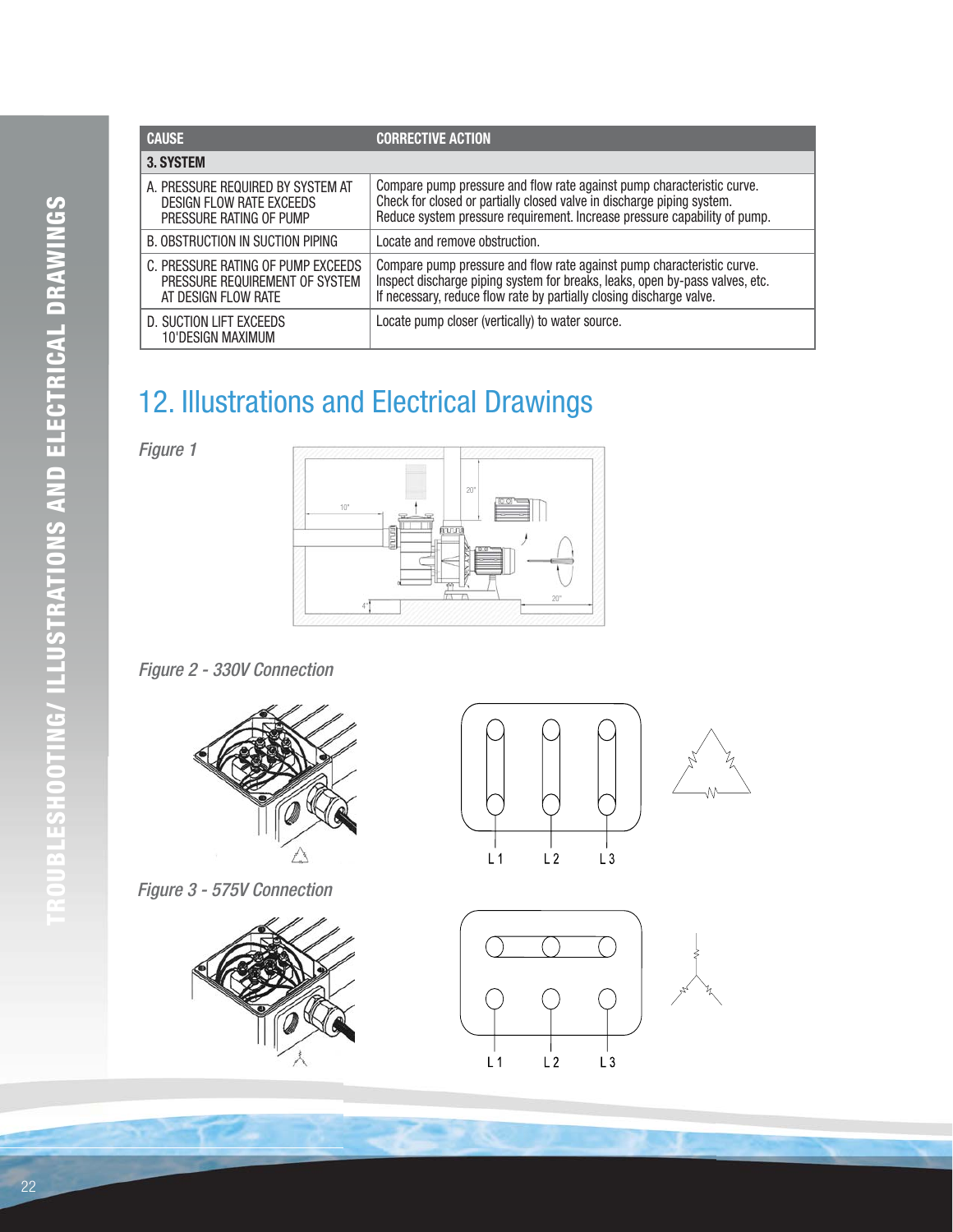| CAUSE | CORRECTIVE ACTION |
|---|---|
| **3. SYSTEM** | |
| A. PRESSURE REQUIRED BY SYSTEM AT DESIGN FLOW RATE EXCEEDS PRESSURE RATING OF PUMP | Compare pump pressure and flow rate against pump characteristic curve. Check for closed or partially closed valve in discharge piping system. Reduce system pressure requirement. Increase pressure capability of pump. |
| B. OBSTRUCTION IN SUCTION PIPING | Locate and remove obstruction. |
| C. PRESSURE RATING OF PUMP EXCEEDS PRESSURE REQUIREMENT OF SYSTEM AT DESIGN FLOW RATE | Compare pump pressure and flow rate against pump characteristic curve. Inspect discharge piping system for breaks, leaks, open by-pass valves, etc. If necessary, reduce flow rate by partially closing discharge valve. |
| D. SUCTION LIFT EXCEEDS 10'DESIGN MAXIMUM | Locate pump closer (vertically) to water source. |

## 12. Illustrations and Electrical Drawings

*Figure 1*

*Figure 2 - 330V Connection*

*Figure 3 - 575V Connection*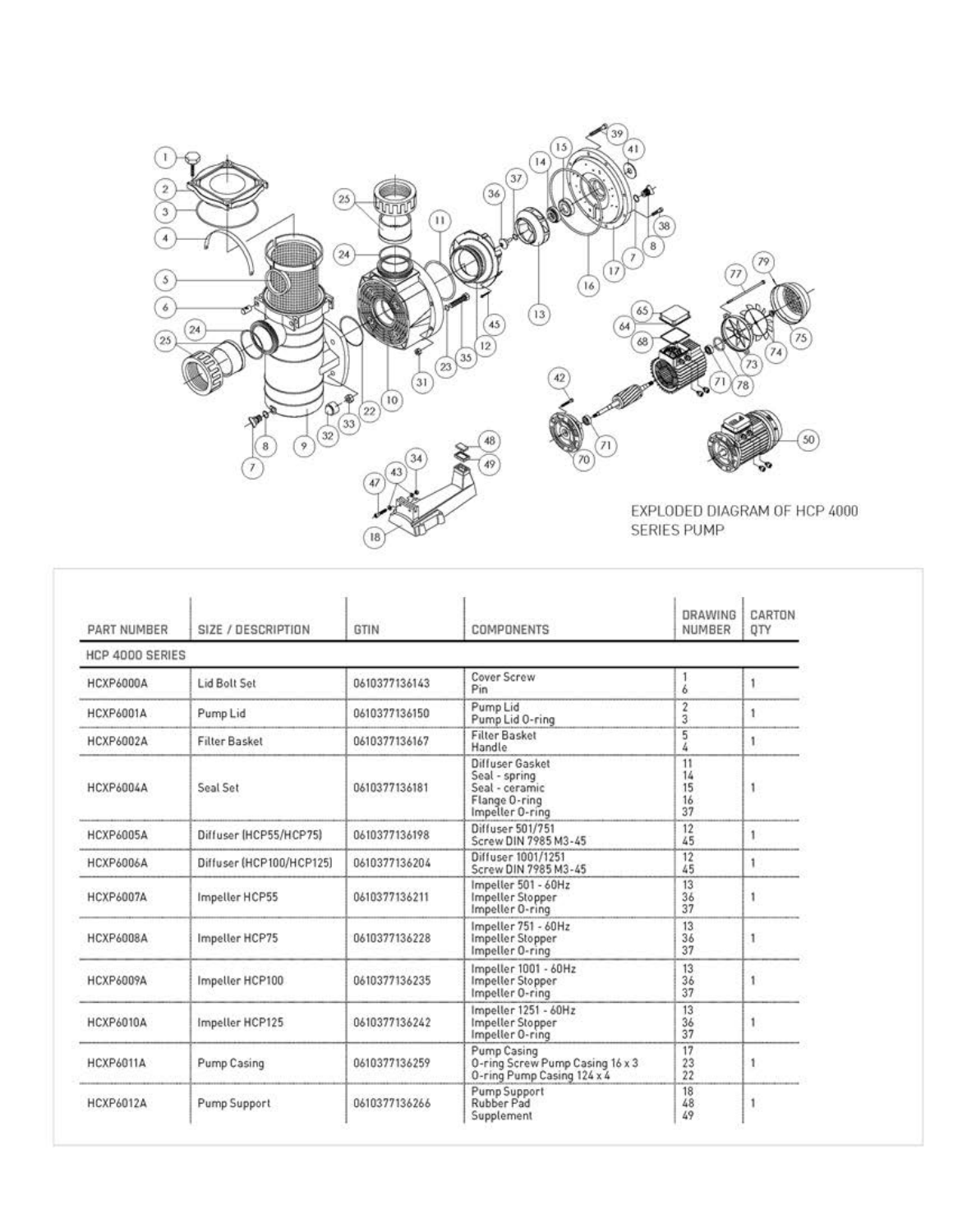EXPLODED DIAGRAM OF HCP 4000 SERIES PUMP

| PART NUMBER | SIZE / DESCRIPTION | GTIN | COMPONENTS | DRAWING NUMBER | CARTON QTY |
|---|---|---|---|---|---|
| HCP 4000 SERIES | | | | | |
| HCXP6000A | Lid Bolt Set | 0610377136143 | Cover Screw<br>Pin | 1<br>6 | 1 |
| HCXP6001A | Pump Lid | 0610377136150 | Pump Lid<br>Pump Lid O-ring | 2<br>3 | 1 |
| HCXP6002A | Filter Basket | 0610377136167 | Filter Basket<br>Handle | 5<br>4 | 1 |
| HCXP6004A | Seal Set | 0610377136181 | Diffuser Gasket<br>Seal - spring<br>Seal - ceramic<br>Flange O-ring<br>Impeller O-ring | 11<br>14<br>15<br>16<br>37 | 1 |
| HCXP6005A | Diffuser (HCP55/HCP75) | 0610377136198 | Diffuser 501/751<br>Screw DIN 7985 M3-45 | 12<br>45 | 1 |
| HCXP6006A | Diffuser (HCP100/HCP125) | 0610377136204 | Diffuser 1001/1251<br>Screw DIN 7985 M3-45 | 12<br>45 | 1 |
| HCXP6007A | Impeller HCP55 | 0610377136211 | Impeller 501 - 60Hz<br>Impeller Stopper<br>Impeller O-ring | 13<br>36<br>37 | 1 |
| HCXP6008A | Impeller HCP75 | 0610377136228 | Impeller 751 - 60Hz<br>Impeller Stopper<br>Impeller O-ring | 13<br>36<br>37 | 1 |
| HCXP6009A | Impeller HCP100 | 0610377136235 | Impeller 1001 - 60Hz<br>Impeller Stopper<br>Impeller O-ring | 13<br>36<br>37 | 1 |
| HCXP6010A | Impeller HCP125 | 0610377136242 | Impeller 1251 - 60Hz<br>Impeller Stopper<br>Impeller O-ring | 13<br>36<br>37 | 1 |
| HCXP6011A | Pump Casing | 0610377136259 | Pump Casing<br>O-ring Screw Pump Casing 16 x 3<br>O-ring Pump Casing 124 x 4 | 17<br>23<br>22 | 1 |
| HCXP6012A | Pump Support | 0610377136266 | Pump Support<br>Rubber Pad<br>Supplement | 18<br>48<br>49 | 1 |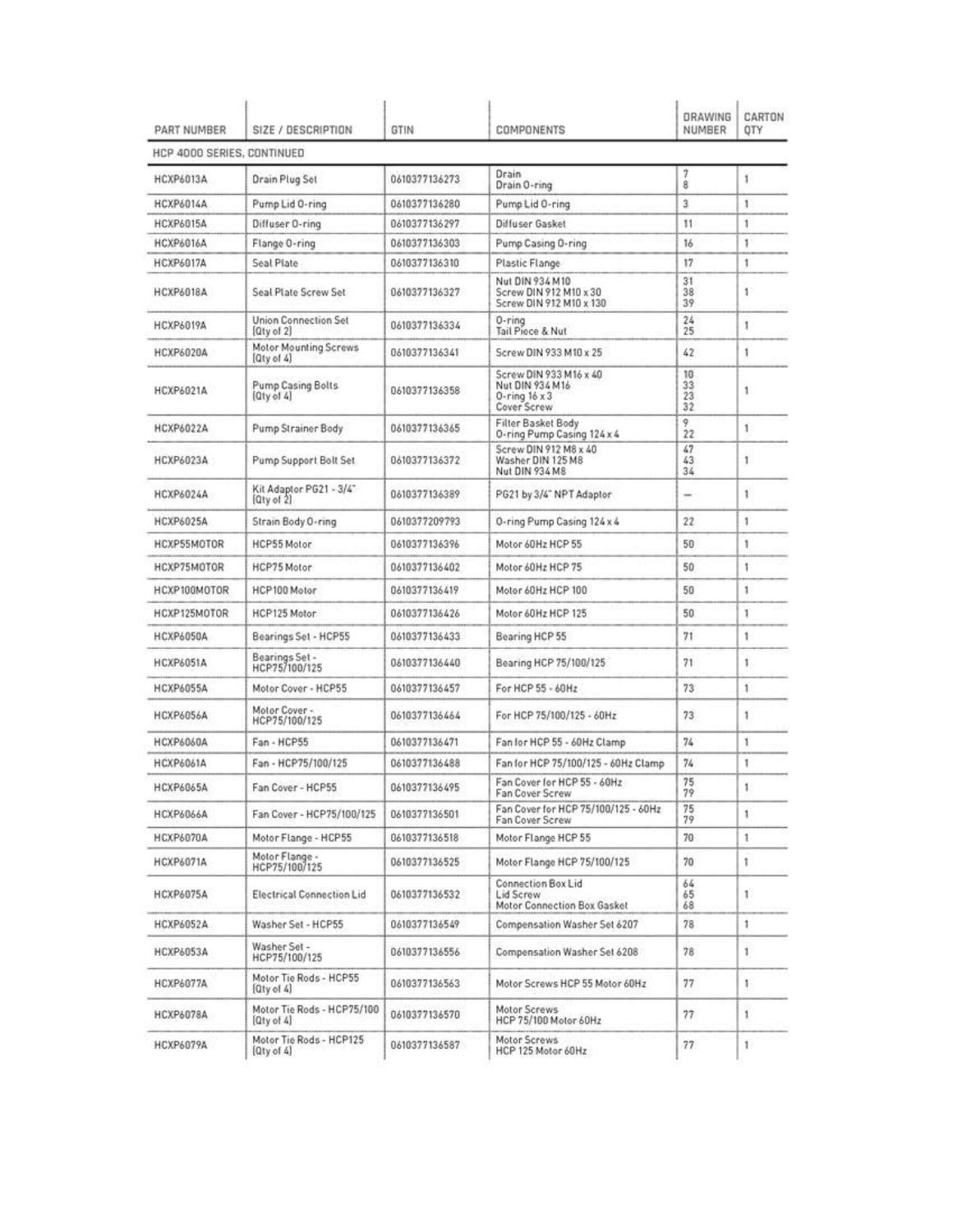| PART NUMBER | SIZE / DESCRIPTION | GTIN | COMPONENTS | DRAWING NUMBER | CARTON QTY |
|---|---|---|---|---|---|
| HCP 4000 SERIES, CONTINUED | | | | | |
| HCXP6013A | Drain Plug Set | 0610377136273 | Drain<br>Drain O-ring | 7<br>8 | 1 |
| HCXP6014A | Pump Lid O-ring | 0610377136280 | Pump Lid O-ring | 3 | 1 |
| HCXP6015A | Diffuser O-ring | 0610377136297 | Diffuser Gasket | 11 | 1 |
| HCXP6016A | Flange O-ring | 0610377136303 | Pump Casing O-ring | 16 | 1 |
| HCXP6017A | Seal Plate | 0610377136310 | Plastic Flange | 17 | 1 |
| HCXP6018A | Seal Plate Screw Set | 0610377136327 | Nut DIN 934 M10<br>Screw DIN 912 M10 x 30<br>Screw DIN 912 M10 x 130 | 31<br>38<br>39 | 1 |
| HCXP6019A | Union Connection Set (Qty of 2) | 0610377136334 | O-ring<br>Tail Piece & Nut | 24<br>25 | 1 |
| HCXP6020A | Motor Mounting Screws (Qty of 4) | 0610377136341 | Screw DIN 933 M10 x 25 | 42 | 1 |
| HCXP6021A | Pump Casing Bolts (Qty of 4) | 0610377136358 | Screw DIN 933 M16 x 40<br>Nut DIN 934 M16<br>O-ring 16 x 3<br>Cover Screw | 10<br>33<br>23<br>32 | 1 |
| HCXP6022A | Pump Strainer Body | 0610377136365 | Filter Basket Body<br>O-ring Pump Casing 124 x 4 | 9<br>22 | 1 |
| HCXP6023A | Pump Support Bolt Set | 0610377136372 | Screw DIN 912 M8 x 40<br>Washer DIN 125 M8<br>Nut DIN 934 M8 | 47<br>43<br>34 | 1 |
| HCXP6024A | Kit Adaptor PG21 - 3/4" (Qty of 2) | 0610377136389 | PG21 by 3/4" NPT Adaptor | – | 1 |
| HCXP6025A | Strain Body O-ring | 0610377209793 | O-ring Pump Casing 124 x 4 | 22 | 1 |
| HCXP55MOTOR | HCP55 Motor | 0610377136396 | Motor 60Hz HCP 55 | 50 | 1 |
| HCXP75MOTOR | HCP75 Motor | 0610377136402 | Motor 60Hz HCP 75 | 50 | 1 |
| HCXP100MOTOR | HCP100 Motor | 0610377136419 | Motor 60Hz HCP 100 | 50 | 1 |
| HCXP125MOTOR | HCP125 Motor | 0610377136426 | Motor 60Hz HCP 125 | 50 | 1 |
| HCXP6050A | Bearings Set - HCP55 | 0610377136433 | Bearing HCP 55 | 71 | 1 |
| HCXP6051A | Bearings Set - HCP75/100/125 | 0610377136440 | Bearing HCP 75/100/125 | 71 | 1 |
| HCXP6055A | Motor Cover - HCP55 | 0610377136457 | For HCP 55 - 60Hz | 73 | 1 |
| HCXP6056A | Motor Cover - HCP75/100/125 | 0610377136464 | For HCP 75/100/125 - 60Hz | 73 | 1 |
| HCXP6060A | Fan - HCP55 | 0610377136471 | Fan for HCP 55 - 60Hz Clamp | 74 | 1 |
| HCXP6061A | Fan - HCP75/100/125 | 0610377136488 | Fan for HCP 75/100/125 - 60Hz Clamp | 74 | 1 |
| HCXP6065A | Fan Cover - HCP55 | 0610377136495 | Fan Cover for HCP 55 - 60Hz<br>Fan Cover Screw | 75<br>79 | 1 |
| HCXP6066A | Fan Cover - HCP75/100/125 | 0610377136501 | Fan Cover for HCP 75/100/125 - 60Hz<br>Fan Cover Screw | 75<br>79 | 1 |
| HCXP6070A | Motor Flange - HCP55 | 0610377136518 | Motor Flange HCP 55 | 70 | 1 |
| HCXP6071A | Motor Flange - HCP75/100/125 | 0610377136525 | Motor Flange HCP 75/100/125 | 70 | 1 |
| HCXP6075A | Electrical Connection Lid | 0610377136532 | Connection Box Lid<br>Lid Screw<br>Motor Connection Box Gasket | 64<br>65<br>68 | 1 |
| HCXP6052A | Washer Set - HCP55 | 0610377136549 | Compensation Washer Set 6207 | 78 | 1 |
| HCXP6053A | Washer Set - HCP75/100/125 | 0610377136556 | Compensation Washer Set 6208 | 78 | 1 |
| HCXP6077A | Motor Tie Rods - HCP55 (Qty of 4) | 0610377136563 | Motor Screws HCP 55 Motor 60Hz | 77 | 1 |
| HCXP6078A | Motor Tie Rods - HCP75/100 (Qty of 4) | 0610377136570 | Motor Screws<br>HCP 75/100 Motor 60Hz | 77 | 1 |
| HCXP6079A | Motor Tie Rods - HCP125 (Qty of 4) | 0610377136587 | Motor Screws<br>HCP 125 Motor 60Hz | 77 | 1 |